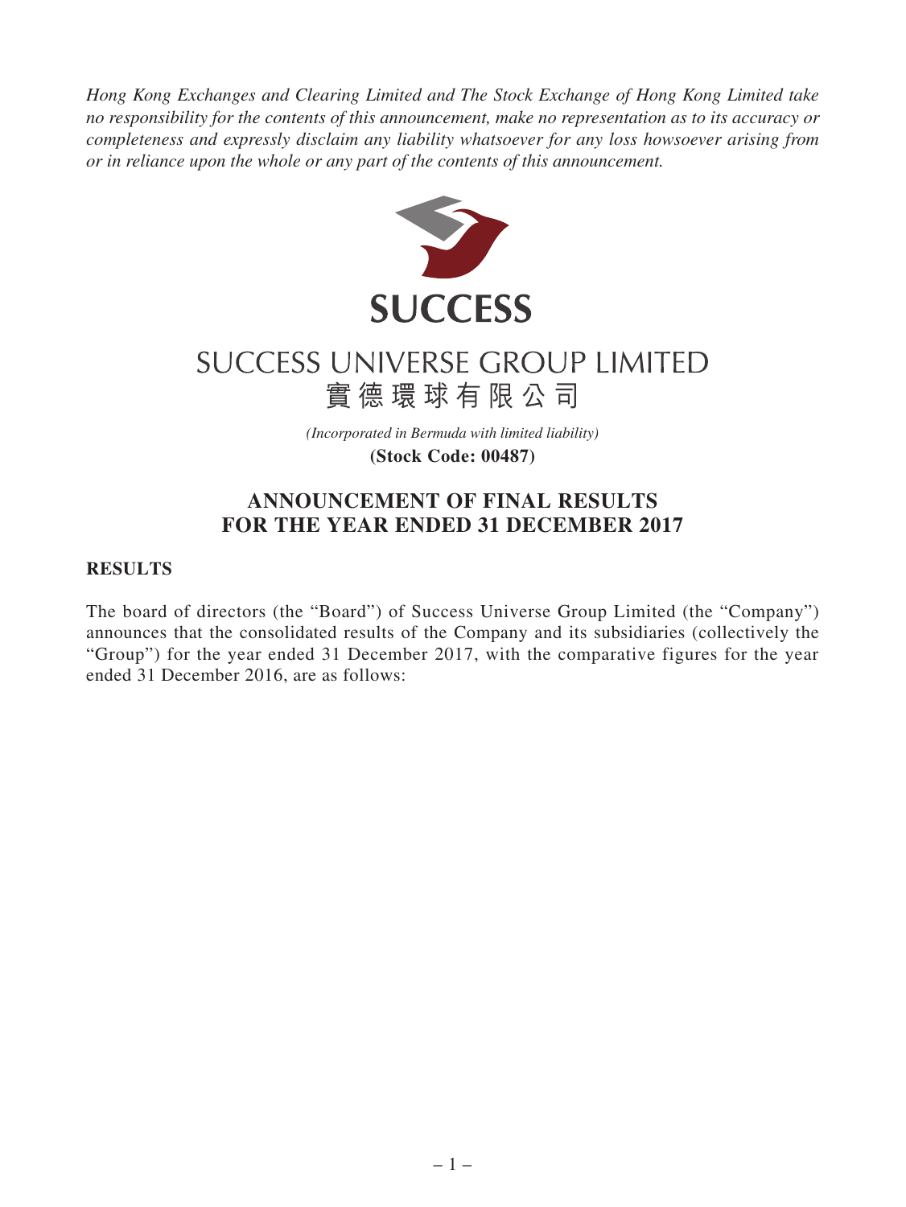*Hong Kong Exchanges and Clearing Limited and The Stock Exchange of Hong Kong Limited take no responsibility for the contents of this announcement, make no representation as to its accuracy or completeness and expressly disclaim any liability whatsoever for any loss howsoever arising from or in reliance upon the whole or any part of the contents of this announcement.*

SUCCESS

# SUCCESS UNIVERSE GROUP LIMITED
# 實德環球有限公司

*(Incorporated in Bermuda with limited liability)*

**(Stock Code: 00487)**

## ANNOUNCEMENT OF FINAL RESULTS FOR THE YEAR ENDED 31 DECEMBER 2017

**RESULTS**

The board of directors (the "Board") of Success Universe Group Limited (the "Company") announces that the consolidated results of the Company and its subsidiaries (collectively the "Group") for the year ended 31 December 2017, with the comparative figures for the year ended 31 December 2016, are as follows: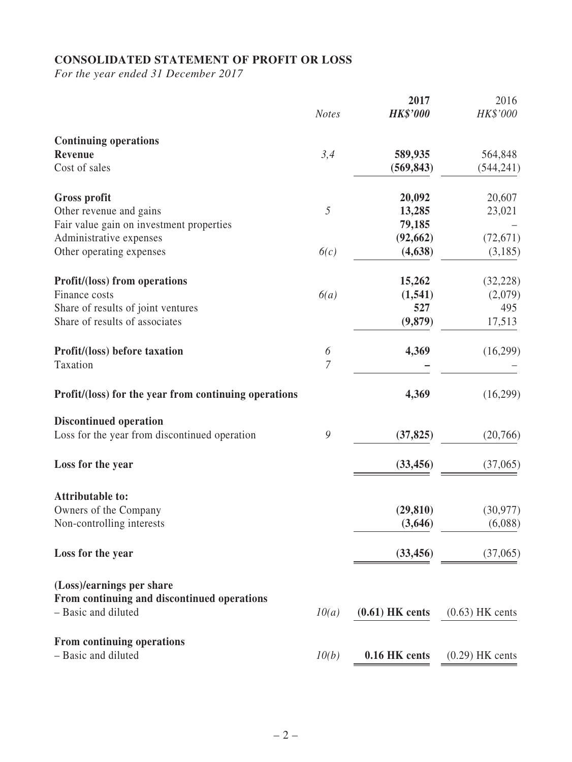## CONSOLIDATED STATEMENT OF PROFIT OR LOSS

*For the year ended 31 December 2017*

| | *Notes* | **2017** ***HK$'000*** | 2016 *HK$'000* |
|---|---|---|---|
| **Continuing operations** | | | |
| **Revenue** | *3,4* | **589,935** | 564,848 |
| Cost of sales | | **(569,843)** | (544,241) |
| **Gross profit** | | **20,092** | 20,607 |
| Other revenue and gains | *5* | **13,285** | 23,021 |
| Fair value gain on investment properties | | **79,185** | – |
| Administrative expenses | | **(92,662)** | (72,671) |
| Other operating expenses | *6(c)* | **(4,638)** | (3,185) |
| **Profit/(loss) from operations** | | **15,262** | (32,228) |
| Finance costs | *6(a)* | **(1,541)** | (2,079) |
| Share of results of joint ventures | | **527** | 495 |
| Share of results of associates | | **(9,879)** | 17,513 |
| **Profit/(loss) before taxation** | *6* | **4,369** | (16,299) |
| Taxation | *7* | **–** | – |
| **Profit/(loss) for the year from continuing operations** | | **4,369** | (16,299) |
| **Discontinued operation** | | | |
| Loss for the year from discontinued operation | *9* | **(37,825)** | (20,766) |
| **Loss for the year** | | **(33,456)** | (37,065) |
| **Attributable to:** | | | |
| Owners of the Company | | **(29,810)** | (30,977) |
| Non-controlling interests | | **(3,646)** | (6,088) |
| **Loss for the year** | | **(33,456)** | (37,065) |
| **(Loss)/earnings per share** | | | |
| **From continuing and discontinued operations** | | | |
| – Basic and diluted | *10(a)* | **(0.61) HK cents** | (0.63) HK cents |
| **From continuing operations** | | | |
| – Basic and diluted | *10(b)* | **0.16 HK cents** | (0.29) HK cents |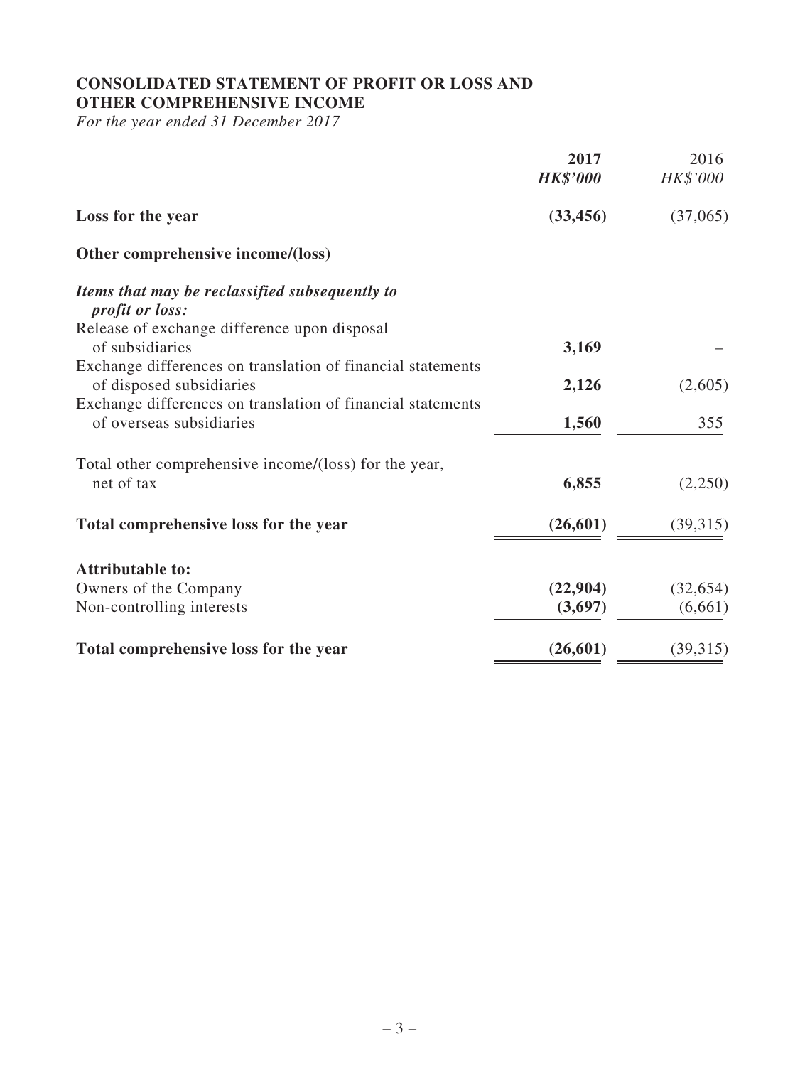# CONSOLIDATED STATEMENT OF PROFIT OR LOSS AND OTHER COMPREHENSIVE INCOME

*For the year ended 31 December 2017*

| | 2017 | 2016 |
|---|---|---|
| | ***HK$'000*** | *HK$'000* |
| **Loss for the year** | **(33,456)** | (37,065) |
| **Other comprehensive income/(loss)** | | |
| ***Items that may be reclassified subsequently to profit or loss:*** | | |
| Release of exchange difference upon disposal of subsidiaries | **3,169** | – |
| Exchange differences on translation of financial statements of disposed subsidiaries | **2,126** | (2,605) |
| Exchange differences on translation of financial statements of overseas subsidiaries | **1,560** | 355 |
| Total other comprehensive income/(loss) for the year, net of tax | **6,855** | (2,250) |
| **Total comprehensive loss for the year** | **(26,601)** | (39,315) |
| **Attributable to:** | | |
| Owners of the Company | **(22,904)** | (32,654) |
| Non-controlling interests | **(3,697)** | (6,661) |
| **Total comprehensive loss for the year** | **(26,601)** | (39,315) |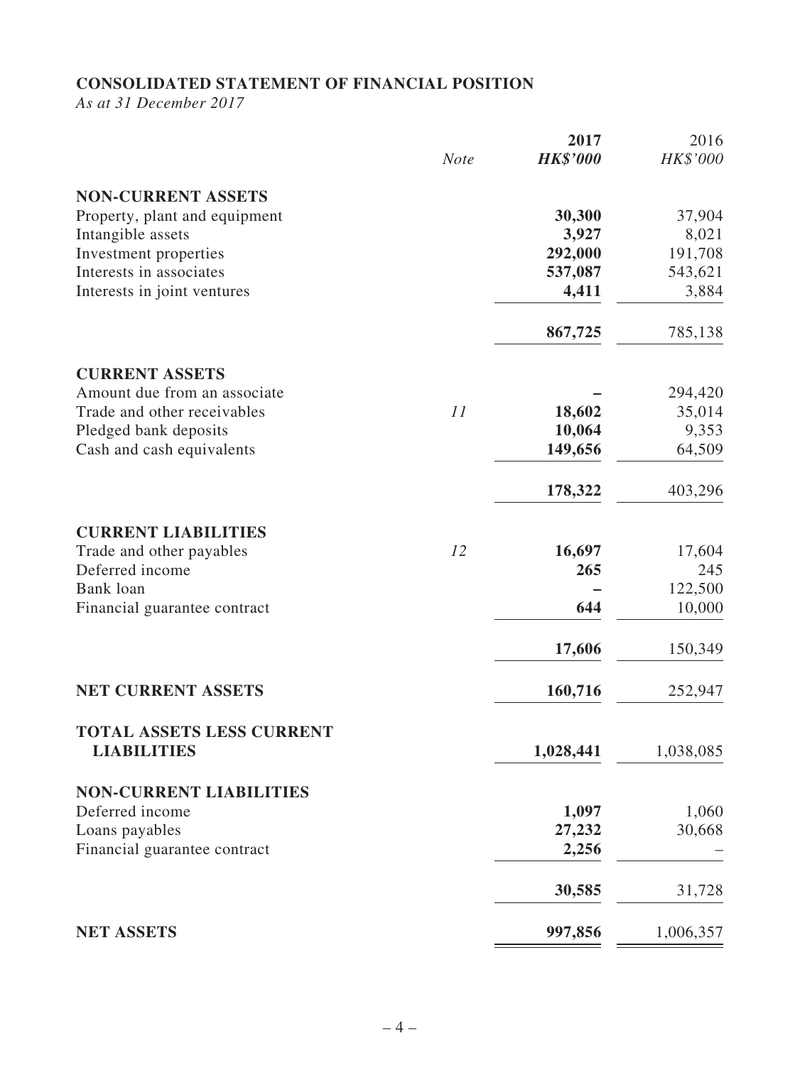## CONSOLIDATED STATEMENT OF FINANCIAL POSITION

*As at 31 December 2017*

| | Note | 2017 HK$'000 | 2016 HK$'000 |
|---|---|---|---|
| **NON-CURRENT ASSETS** | | | |
| Property, plant and equipment | | **30,300** | 37,904 |
| Intangible assets | | **3,927** | 8,021 |
| Investment properties | | **292,000** | 191,708 |
| Interests in associates | | **537,087** | 543,621 |
| Interests in joint ventures | | **4,411** | 3,884 |
| | | **867,725** | 785,138 |
| **CURRENT ASSETS** | | | |
| Amount due from an associate | | **–** | 294,420 |
| Trade and other receivables | *11* | **18,602** | 35,014 |
| Pledged bank deposits | | **10,064** | 9,353 |
| Cash and cash equivalents | | **149,656** | 64,509 |
| | | **178,322** | 403,296 |
| **CURRENT LIABILITIES** | | | |
| Trade and other payables | *12* | **16,697** | 17,604 |
| Deferred income | | **265** | 245 |
| Bank loan | | **–** | 122,500 |
| Financial guarantee contract | | **644** | 10,000 |
| | | **17,606** | 150,349 |
| **NET CURRENT ASSETS** | | **160,716** | 252,947 |
| **TOTAL ASSETS LESS CURRENT LIABILITIES** | | **1,028,441** | 1,038,085 |
| **NON-CURRENT LIABILITIES** | | | |
| Deferred income | | **1,097** | 1,060 |
| Loans payables | | **27,232** | 30,668 |
| Financial guarantee contract | | **2,256** | – |
| | | **30,585** | 31,728 |
| **NET ASSETS** | | **997,856** | 1,006,357 |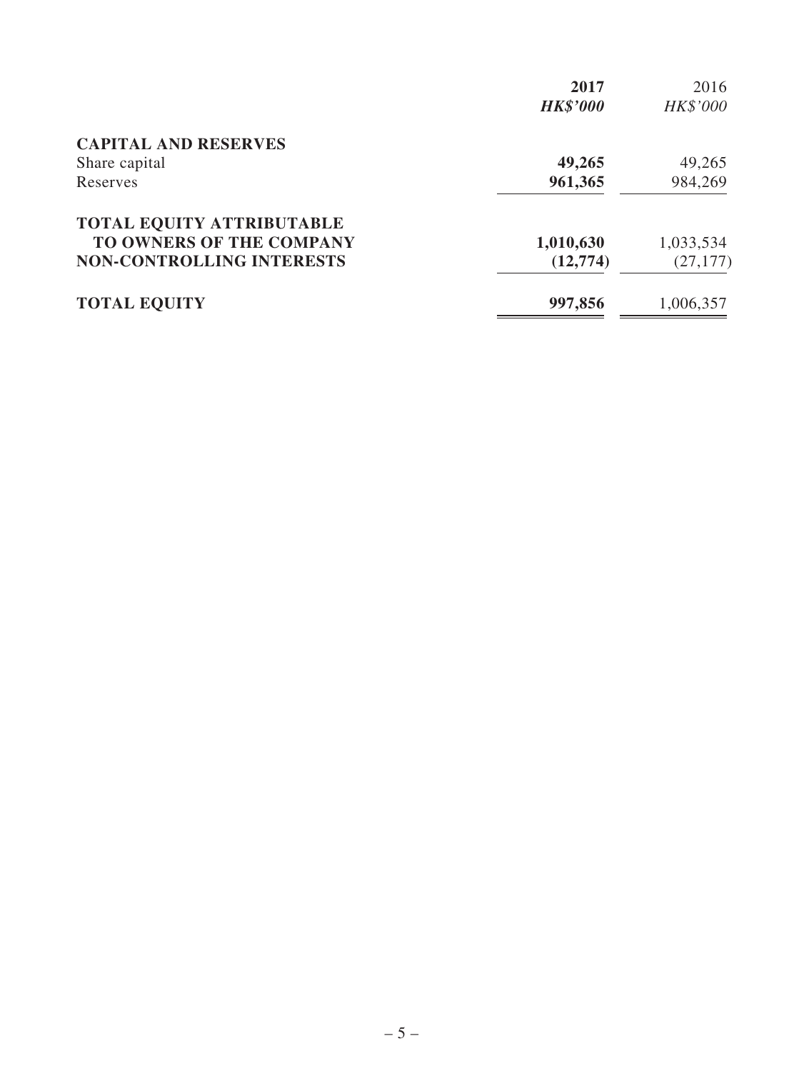| | 2017 | 2016 |
|---|---|---|
| | ***HK$'000*** | *HK$'000* |
| **CAPITAL AND RESERVES** | | |
| Share capital | **49,265** | 49,265 |
| Reserves | **961,365** | 984,269 |
| **TOTAL EQUITY ATTRIBUTABLE TO OWNERS OF THE COMPANY** | **1,010,630** | 1,033,534 |
| **NON-CONTROLLING INTERESTS** | **(12,774)** | (27,177) |
| **TOTAL EQUITY** | **997,856** | 1,006,357 |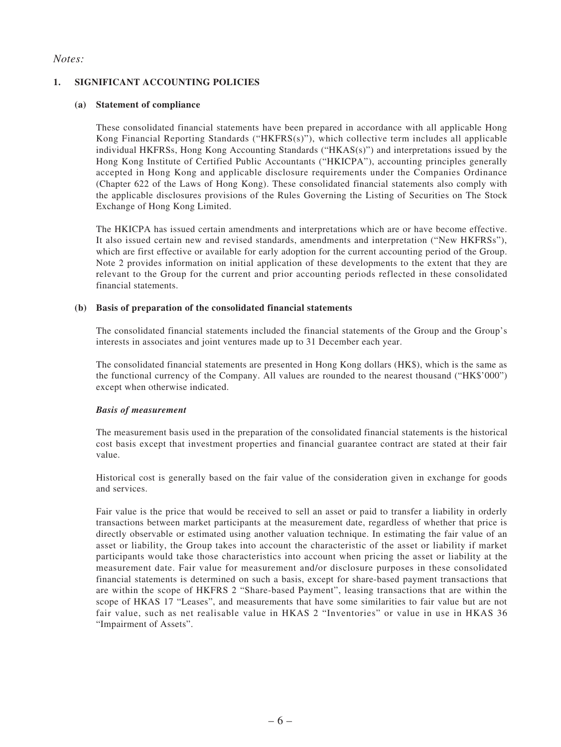*Notes:*

## 1. SIGNIFICANT ACCOUNTING POLICIES

### (a) Statement of compliance

These consolidated financial statements have been prepared in accordance with all applicable Hong Kong Financial Reporting Standards ("HKFRS(s)"), which collective term includes all applicable individual HKFRSs, Hong Kong Accounting Standards ("HKAS(s)") and interpretations issued by the Hong Kong Institute of Certified Public Accountants ("HKICPA"), accounting principles generally accepted in Hong Kong and applicable disclosure requirements under the Companies Ordinance (Chapter 622 of the Laws of Hong Kong). These consolidated financial statements also comply with the applicable disclosures provisions of the Rules Governing the Listing of Securities on The Stock Exchange of Hong Kong Limited.

The HKICPA has issued certain amendments and interpretations which are or have become effective. It also issued certain new and revised standards, amendments and interpretation ("New HKFRSs"), which are first effective or available for early adoption for the current accounting period of the Group. Note 2 provides information on initial application of these developments to the extent that they are relevant to the Group for the current and prior accounting periods reflected in these consolidated financial statements.

### (b) Basis of preparation of the consolidated financial statements

The consolidated financial statements included the financial statements of the Group and the Group's interests in associates and joint ventures made up to 31 December each year.

The consolidated financial statements are presented in Hong Kong dollars (HK$), which is the same as the functional currency of the Company. All values are rounded to the nearest thousand ("HK$'000") except when otherwise indicated.

***Basis of measurement***

The measurement basis used in the preparation of the consolidated financial statements is the historical cost basis except that investment properties and financial guarantee contract are stated at their fair value.

Historical cost is generally based on the fair value of the consideration given in exchange for goods and services.

Fair value is the price that would be received to sell an asset or paid to transfer a liability in orderly transactions between market participants at the measurement date, regardless of whether that price is directly observable or estimated using another valuation technique. In estimating the fair value of an asset or liability, the Group takes into account the characteristic of the asset or liability if market participants would take those characteristics into account when pricing the asset or liability at the measurement date. Fair value for measurement and/or disclosure purposes in these consolidated financial statements is determined on such a basis, except for share-based payment transactions that are within the scope of HKFRS 2 "Share-based Payment", leasing transactions that are within the scope of HKAS 17 "Leases", and measurements that have some similarities to fair value but are not fair value, such as net realisable value in HKAS 2 "Inventories" or value in use in HKAS 36 "Impairment of Assets".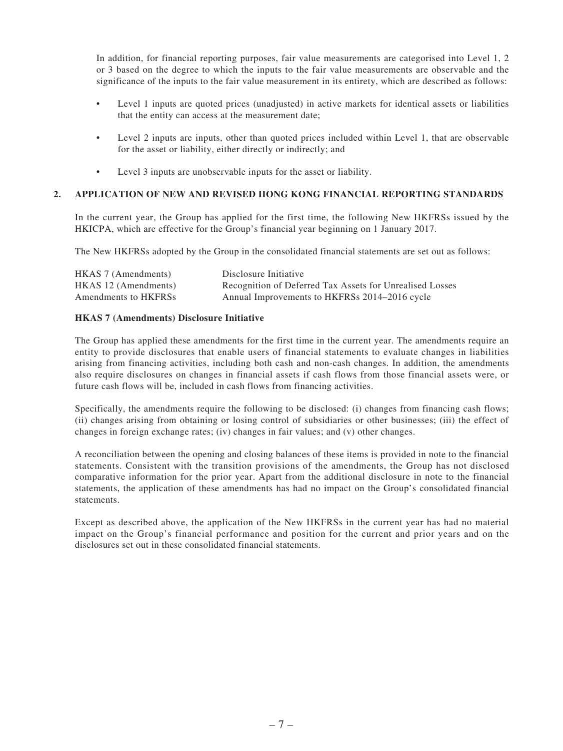In addition, for financial reporting purposes, fair value measurements are categorised into Level 1, 2 or 3 based on the degree to which the inputs to the fair value measurements are observable and the significance of the inputs to the fair value measurement in its entirety, which are described as follows:

- Level 1 inputs are quoted prices (unadjusted) in active markets for identical assets or liabilities that the entity can access at the measurement date;
- Level 2 inputs are inputs, other than quoted prices included within Level 1, that are observable for the asset or liability, either directly or indirectly; and
- Level 3 inputs are unobservable inputs for the asset or liability.

## 2. APPLICATION OF NEW AND REVISED HONG KONG FINANCIAL REPORTING STANDARDS

In the current year, the Group has applied for the first time, the following New HKFRSs issued by the HKICPA, which are effective for the Group's financial year beginning on 1 January 2017.

The New HKFRSs adopted by the Group in the consolidated financial statements are set out as follows:

| | |
|---|---|
| HKAS 7 (Amendments) | Disclosure Initiative |
| HKAS 12 (Amendments) | Recognition of Deferred Tax Assets for Unrealised Losses |
| Amendments to HKFRSs | Annual Improvements to HKFRSs 2014–2016 cycle |

**HKAS 7 (Amendments) Disclosure Initiative**

The Group has applied these amendments for the first time in the current year. The amendments require an entity to provide disclosures that enable users of financial statements to evaluate changes in liabilities arising from financing activities, including both cash and non-cash changes. In addition, the amendments also require disclosures on changes in financial assets if cash flows from those financial assets were, or future cash flows will be, included in cash flows from financing activities.

Specifically, the amendments require the following to be disclosed: (i) changes from financing cash flows; (ii) changes arising from obtaining or losing control of subsidiaries or other businesses; (iii) the effect of changes in foreign exchange rates; (iv) changes in fair values; and (v) other changes.

A reconciliation between the opening and closing balances of these items is provided in note to the financial statements. Consistent with the transition provisions of the amendments, the Group has not disclosed comparative information for the prior year. Apart from the additional disclosure in note to the financial statements, the application of these amendments has had no impact on the Group's consolidated financial statements.

Except as described above, the application of the New HKFRSs in the current year has had no material impact on the Group's financial performance and position for the current and prior years and on the disclosures set out in these consolidated financial statements.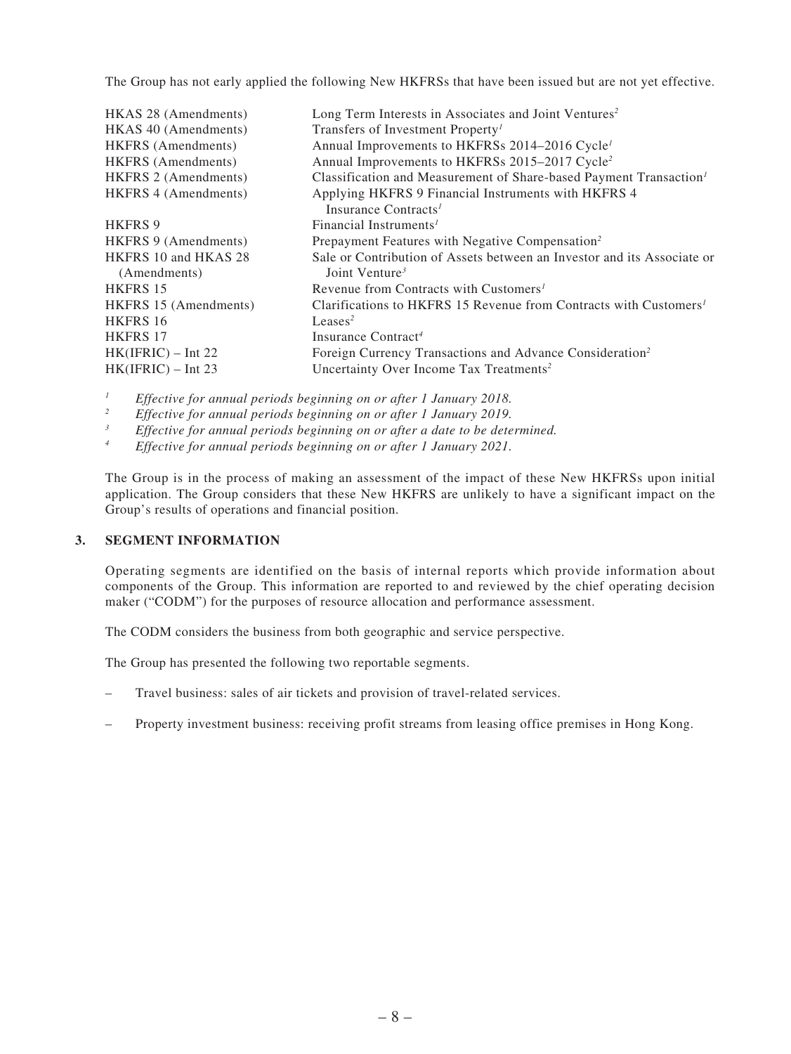The Group has not early applied the following New HKFRSs that have been issued but are not yet effective.

| | |
|---|---|
| HKAS 28 (Amendments) | Long Term Interests in Associates and Joint Ventures[2] |
| HKAS 40 (Amendments) | Transfers of Investment Property[1] |
| HKFRS (Amendments) | Annual Improvements to HKFRSs 2014–2016 Cycle[1] |
| HKFRS (Amendments) | Annual Improvements to HKFRSs 2015–2017 Cycle[2] |
| HKFRS 2 (Amendments) | Classification and Measurement of Share-based Payment Transaction[1] |
| HKFRS 4 (Amendments) | Applying HKFRS 9 Financial Instruments with HKFRS 4 Insurance Contracts[1] |
| HKFRS 9 | Financial Instruments[1] |
| HKFRS 9 (Amendments) | Prepayment Features with Negative Compensation[2] |
| HKFRS 10 and HKAS 28 (Amendments) | Sale or Contribution of Assets between an Investor and its Associate or Joint Venture[3] |
| HKFRS 15 | Revenue from Contracts with Customers[1] |
| HKFRS 15 (Amendments) | Clarifications to HKFRS 15 Revenue from Contracts with Customers[1] |
| HKFRS 16 | Leases[2] |
| HKFRS 17 | Insurance Contract[4] |
| HK(IFRIC) – Int 22 | Foreign Currency Transactions and Advance Consideration[2] |
| HK(IFRIC) – Int 23 | Uncertainty Over Income Tax Treatments[2] |

[1] *Effective for annual periods beginning on or after 1 January 2018.*

[2] *Effective for annual periods beginning on or after 1 January 2019.*

[3] *Effective for annual periods beginning on or after a date to be determined.*

[4] *Effective for annual periods beginning on or after 1 January 2021.*

The Group is in the process of making an assessment of the impact of these New HKFRSs upon initial application. The Group considers that these New HKFRS are unlikely to have a significant impact on the Group's results of operations and financial position.

## 3. SEGMENT INFORMATION

Operating segments are identified on the basis of internal reports which provide information about components of the Group. This information are reported to and reviewed by the chief operating decision maker ("CODM") for the purposes of resource allocation and performance assessment.

The CODM considers the business from both geographic and service perspective.

The Group has presented the following two reportable segments.

- Travel business: sales of air tickets and provision of travel-related services.
- Property investment business: receiving profit streams from leasing office premises in Hong Kong.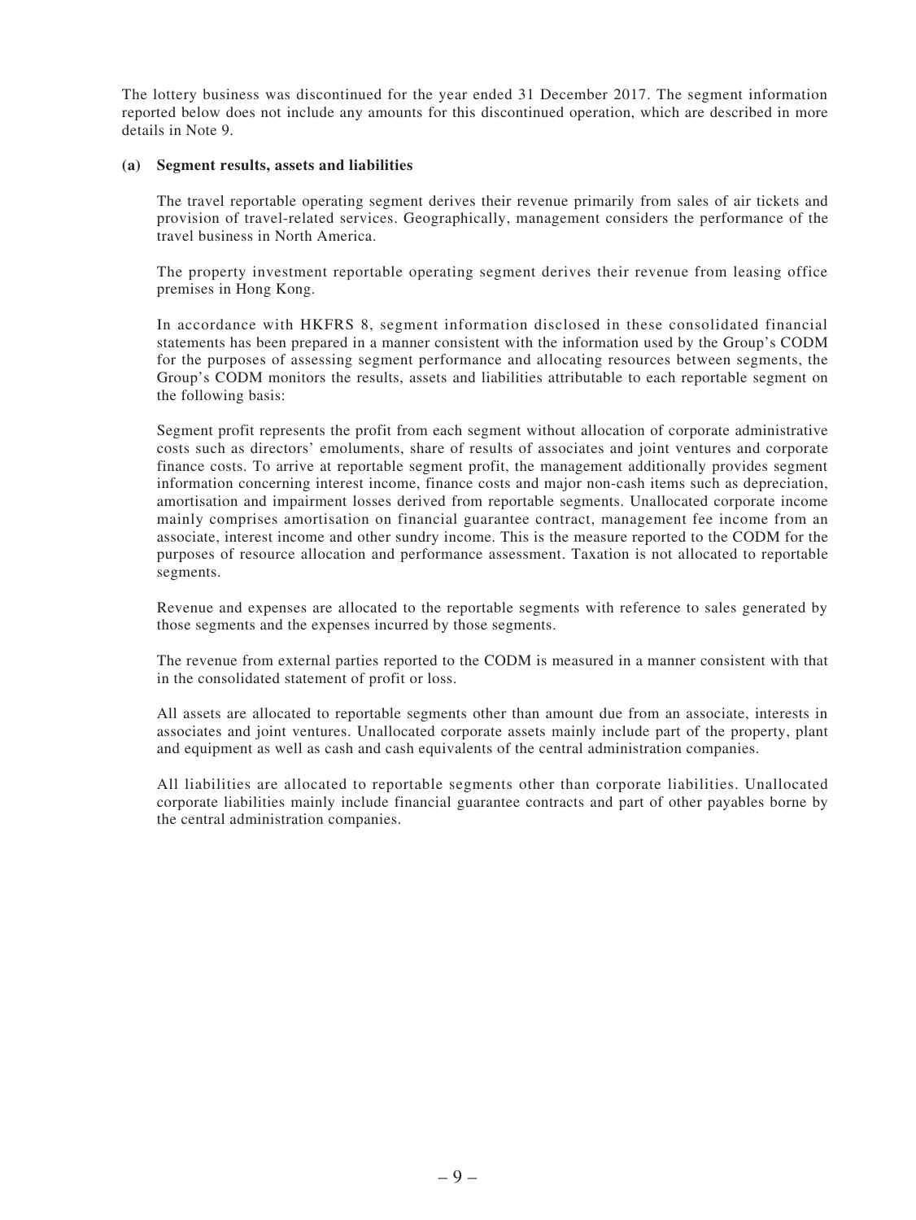The lottery business was discontinued for the year ended 31 December 2017. The segment information reported below does not include any amounts for this discontinued operation, which are described in more details in Note 9.

**(a) Segment results, assets and liabilities**

The travel reportable operating segment derives their revenue primarily from sales of air tickets and provision of travel-related services. Geographically, management considers the performance of the travel business in North America.

The property investment reportable operating segment derives their revenue from leasing office premises in Hong Kong.

In accordance with HKFRS 8, segment information disclosed in these consolidated financial statements has been prepared in a manner consistent with the information used by the Group's CODM for the purposes of assessing segment performance and allocating resources between segments, the Group's CODM monitors the results, assets and liabilities attributable to each reportable segment on the following basis:

Segment profit represents the profit from each segment without allocation of corporate administrative costs such as directors' emoluments, share of results of associates and joint ventures and corporate finance costs. To arrive at reportable segment profit, the management additionally provides segment information concerning interest income, finance costs and major non-cash items such as depreciation, amortisation and impairment losses derived from reportable segments. Unallocated corporate income mainly comprises amortisation on financial guarantee contract, management fee income from an associate, interest income and other sundry income. This is the measure reported to the CODM for the purposes of resource allocation and performance assessment. Taxation is not allocated to reportable segments.

Revenue and expenses are allocated to the reportable segments with reference to sales generated by those segments and the expenses incurred by those segments.

The revenue from external parties reported to the CODM is measured in a manner consistent with that in the consolidated statement of profit or loss.

All assets are allocated to reportable segments other than amount due from an associate, interests in associates and joint ventures. Unallocated corporate assets mainly include part of the property, plant and equipment as well as cash and cash equivalents of the central administration companies.

All liabilities are allocated to reportable segments other than corporate liabilities. Unallocated corporate liabilities mainly include financial guarantee contracts and part of other payables borne by the central administration companies.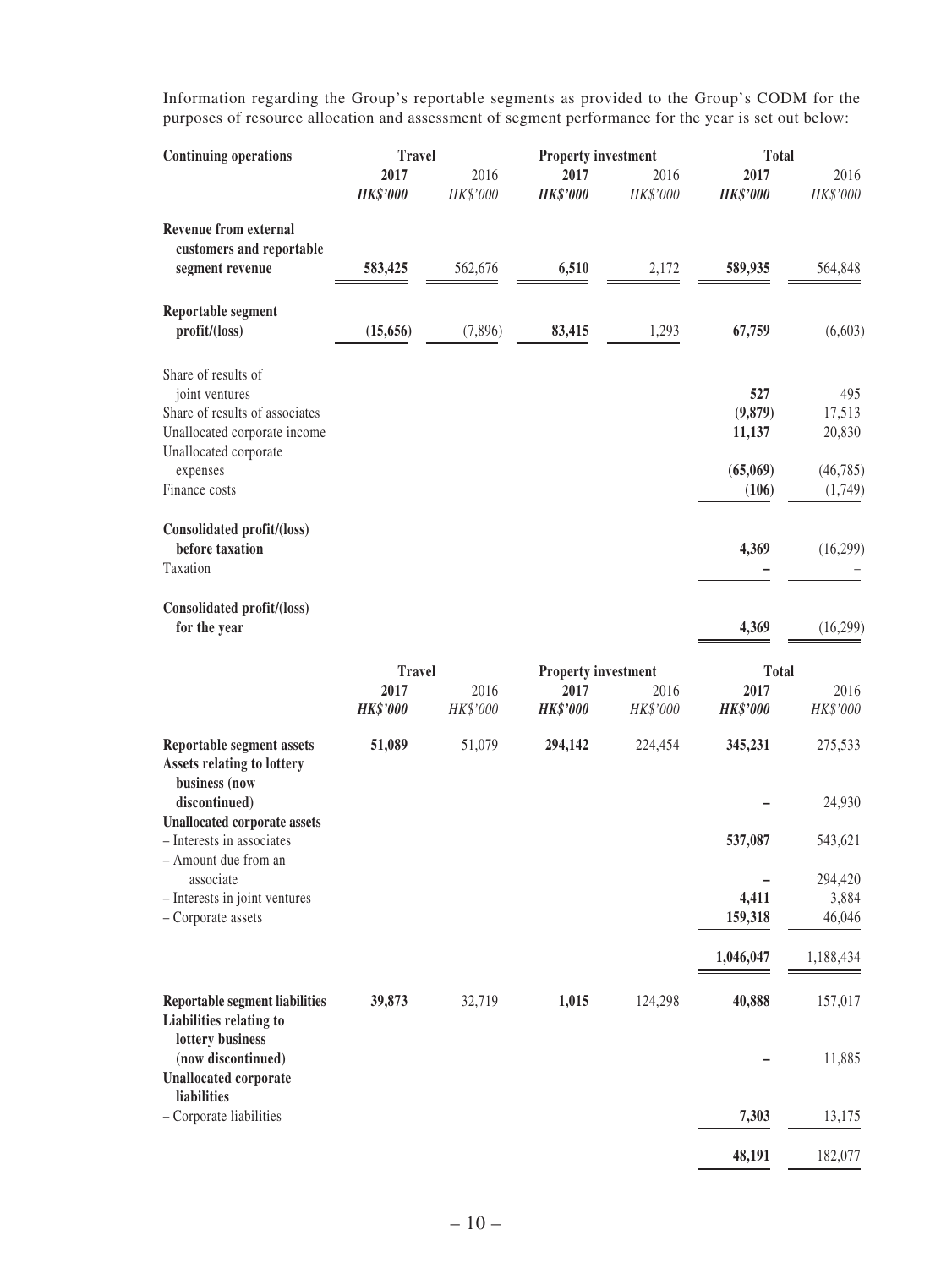Information regarding the Group's reportable segments as provided to the Group's CODM for the purposes of resource allocation and assessment of segment performance for the year is set out below:

| Continuing operations | Travel | | Property investment | | Total | |
|---|---|---|---|---|---|---|
| | **2017** | 2016 | **2017** | 2016 | **2017** | 2016 |
| | ***HK$'000*** | *HK$'000* | ***HK$'000*** | *HK$'000* | ***HK$'000*** | *HK$'000* |
| **Revenue from external customers and reportable segment revenue** | **583,425** | 562,676 | **6,510** | 2,172 | **589,935** | 564,848 |
| **Reportable segment profit/(loss)** | **(15,656)** | (7,896) | **83,415** | 1,293 | **67,759** | (6,603) |
| Share of results of joint ventures | | | | | **527** | 495 |
| Share of results of associates | | | | | **(9,879)** | 17,513 |
| Unallocated corporate income | | | | | **11,137** | 20,830 |
| Unallocated corporate expenses | | | | | **(65,069)** | (46,785) |
| Finance costs | | | | | **(106)** | (1,749) |
| **Consolidated profit/(loss) before taxation** | | | | | **4,369** | (16,299) |
| Taxation | | | | | **–** | – |
| **Consolidated profit/(loss) for the year** | | | | | **4,369** | (16,299) |

| | Travel | | Property investment | | Total | |
|---|---|---|---|---|---|---|
| | **2017** | 2016 | **2017** | 2016 | **2017** | 2016 |
| | ***HK$'000*** | *HK$'000* | ***HK$'000*** | *HK$'000* | ***HK$'000*** | *HK$'000* |
| **Reportable segment assets** | **51,089** | 51,079 | **294,142** | 224,454 | **345,231** | 275,533 |
| **Assets relating to lottery business (now discontinued)** | | | | | **–** | 24,930 |
| **Unallocated corporate assets** | | | | | | |
| – Interests in associates | | | | | **537,087** | 543,621 |
| – Amount due from an associate | | | | | **–** | 294,420 |
| – Interests in joint ventures | | | | | **4,411** | 3,884 |
| – Corporate assets | | | | | **159,318** | 46,046 |
| | | | | | **1,046,047** | 1,188,434 |
| **Reportable segment liabilities** | **39,873** | 32,719 | **1,015** | 124,298 | **40,888** | 157,017 |
| **Liabilities relating to lottery business (now discontinued)** | | | | | **–** | 11,885 |
| **Unallocated corporate liabilities** | | | | | | |
| – Corporate liabilities | | | | | **7,303** | 13,175 |
| | | | | | **48,191** | 182,077 |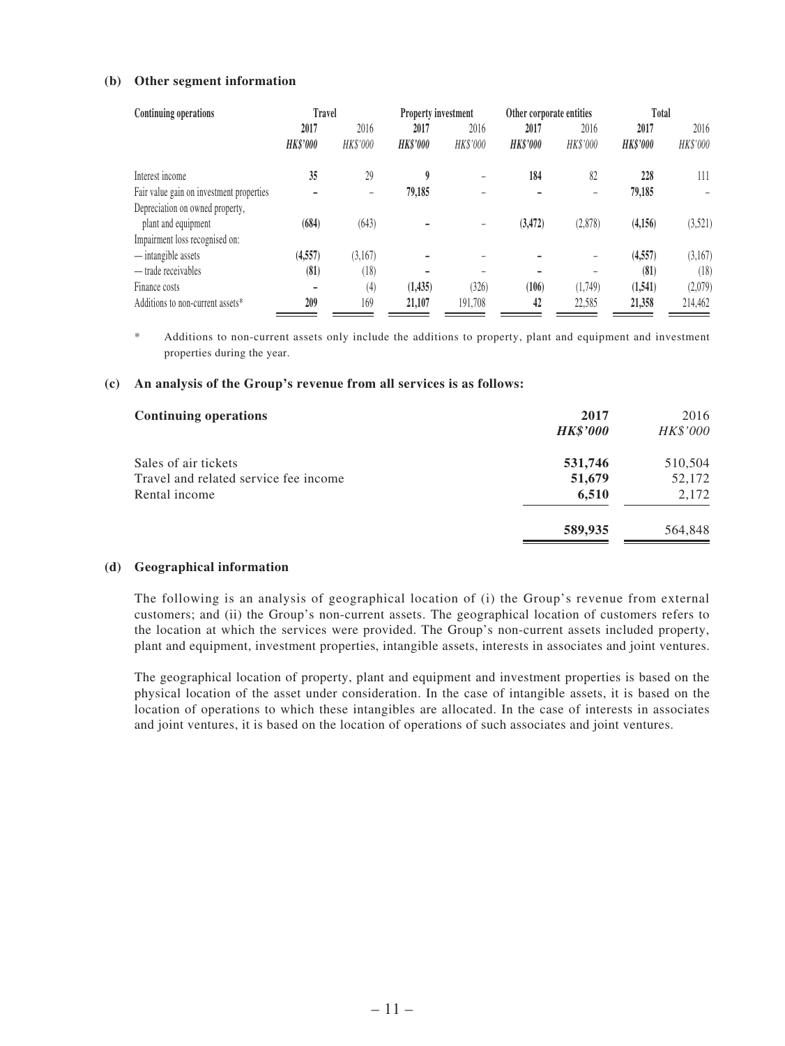**(b) Other segment information**

| Continuing operations | Travel | | Property investment | | Other corporate entities | | Total | |
|---|---|---|---|---|---|---|---|---|
| | **2017** | 2016 | **2017** | 2016 | **2017** | 2016 | **2017** | 2016 |
| | ***HK$'000*** | *HK$'000* | ***HK$'000*** | *HK$'000* | ***HK$'000*** | *HK$'000* | ***HK$'000*** | *HK$'000* |
| Interest income | **35** | 29 | **9** | – | **184** | 82 | **228** | 111 |
| Fair value gain on investment properties | **–** | – | **79,185** | – | **–** | – | **79,185** | – |
| Depreciation on owned property, plant and equipment | **(684)** | (643) | **–** | – | **(3,472)** | (2,878) | **(4,156)** | (3,521) |
| Impairment loss recognised on: | | | | | | | | |
| — intangible assets | **(4,557)** | (3,167) | **–** | – | **–** | – | **(4,557)** | (3,167) |
| — trade receivables | **(81)** | (18) | **–** | – | **–** | – | **(81)** | (18) |
| Finance costs | **–** | (4) | **(1,435)** | (326) | **(106)** | (1,749) | **(1,541)** | (2,079) |
| Additions to non-current assets* | **209** | 169 | **21,107** | 191,708 | **42** | 22,585 | **21,358** | 214,462 |

\* Additions to non-current assets only include the additions to property, plant and equipment and investment properties during the year.

**(c) An analysis of the Group's revenue from all services is as follows:**

| Continuing operations | 2017 | 2016 |
|---|---|---|
| | ***HK$'000*** | *HK$'000* |
| Sales of air tickets | **531,746** | 510,504 |
| Travel and related service fee income | **51,679** | 52,172 |
| Rental income | **6,510** | 2,172 |
| | **589,935** | 564,848 |

**(d) Geographical information**

The following is an analysis of geographical location of (i) the Group's revenue from external customers; and (ii) the Group's non-current assets. The geographical location of customers refers to the location at which the services were provided. The Group's non-current assets included property, plant and equipment, investment properties, intangible assets, interests in associates and joint ventures.

The geographical location of property, plant and equipment and investment properties is based on the physical location of the asset under consideration. In the case of intangible assets, it is based on the location of operations to which these intangibles are allocated. In the case of interests in associates and joint ventures, it is based on the location of operations of such associates and joint ventures.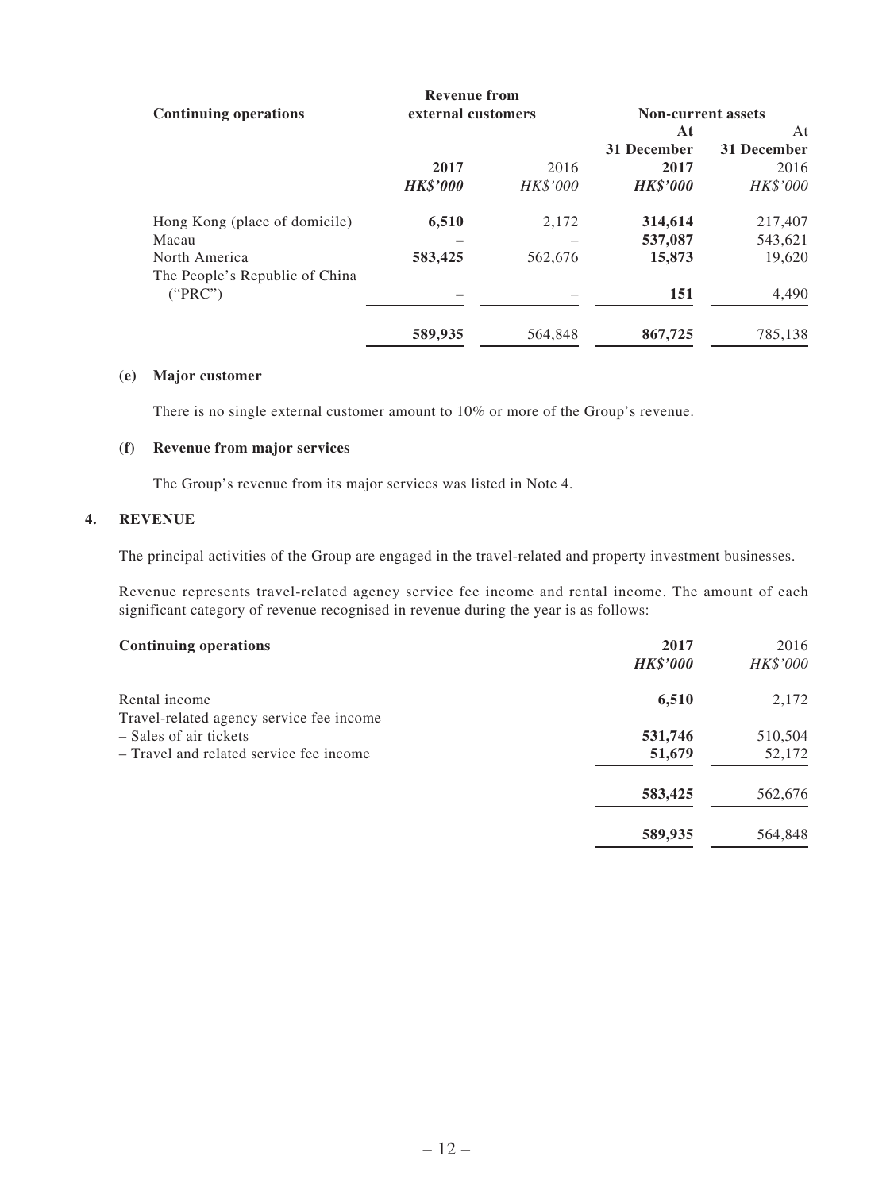| Continuing operations | Revenue from external customers | | Non-current assets | |
|---|---|---|---|---|
| | | | At 31 December | At 31 December |
| | **2017** | 2016 | **2017** | 2016 |
| | ***HK$'000*** | *HK$'000* | ***HK$'000*** | *HK$'000* |
| Hong Kong (place of domicile) | **6,510** | 2,172 | **314,614** | 217,407 |
| Macau | **–** | – | **537,087** | 543,621 |
| North America | **583,425** | 562,676 | **15,873** | 19,620 |
| The People's Republic of China ("PRC") | **–** | – | **151** | 4,490 |
| | **589,935** | 564,848 | **867,725** | 785,138 |

**(e) Major customer**

There is no single external customer amount to 10% or more of the Group's revenue.

**(f) Revenue from major services**

The Group's revenue from its major services was listed in Note 4.

## 4. REVENUE

The principal activities of the Group are engaged in the travel-related and property investment businesses.

Revenue represents travel-related agency service fee income and rental income. The amount of each significant category of revenue recognised in revenue during the year is as follows:

| Continuing operations | 2017 | 2016 |
|---|---|---|
| | ***HK$'000*** | *HK$'000* |
| Rental income | **6,510** | 2,172 |
| Travel-related agency service fee income | | |
| – Sales of air tickets | **531,746** | 510,504 |
| – Travel and related service fee income | **51,679** | 52,172 |
| | **583,425** | 562,676 |
| | **589,935** | 564,848 |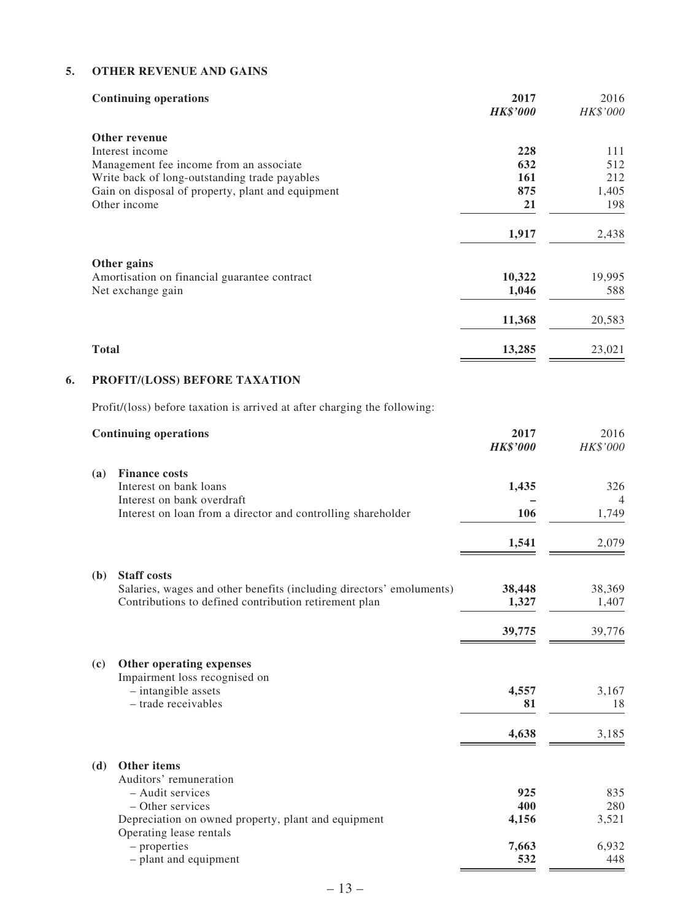## 5. OTHER REVENUE AND GAINS

| Continuing operations | 2017<br>*HK$'000* | 2016<br>*HK$'000* |
|---|---|---|
| **Other revenue** | | |
| Interest income | **228** | 111 |
| Management fee income from an associate | **632** | 512 |
| Write back of long-outstanding trade payables | **161** | 212 |
| Gain on disposal of property, plant and equipment | **875** | 1,405 |
| Other income | **21** | 198 |
| | **1,917** | 2,438 |
| **Other gains** | | |
| Amortisation on financial guarantee contract | **10,322** | 19,995 |
| Net exchange gain | **1,046** | 588 |
| | **11,368** | 20,583 |
| **Total** | **13,285** | 23,021 |

## 6. PROFIT/(LOSS) BEFORE TAXATION

Profit/(loss) before taxation is arrived at after charging the following:

| Continuing operations | 2017<br>*HK$'000* | 2016<br>*HK$'000* |
|---|---|---|
| **(a) Finance costs** | | |
| Interest on bank loans | **1,435** | 326 |
| Interest on bank overdraft | **–** | 4 |
| Interest on loan from a director and controlling shareholder | **106** | 1,749 |
| | **1,541** | 2,079 |
| **(b) Staff costs** | | |
| Salaries, wages and other benefits (including directors' emoluments) | **38,448** | 38,369 |
| Contributions to defined contribution retirement plan | **1,327** | 1,407 |
| | **39,775** | 39,776 |
| **(c) Other operating expenses** | | |
| Impairment loss recognised on | | |
| – intangible assets | **4,557** | 3,167 |
| – trade receivables | **81** | 18 |
| | **4,638** | 3,185 |
| **(d) Other items** | | |
| Auditors' remuneration | | |
| – Audit services | **925** | 835 |
| – Other services | **400** | 280 |
| Depreciation on owned property, plant and equipment | **4,156** | 3,521 |
| Operating lease rentals | | |
| – properties | **7,663** | 6,932 |
| – plant and equipment | **532** | 448 |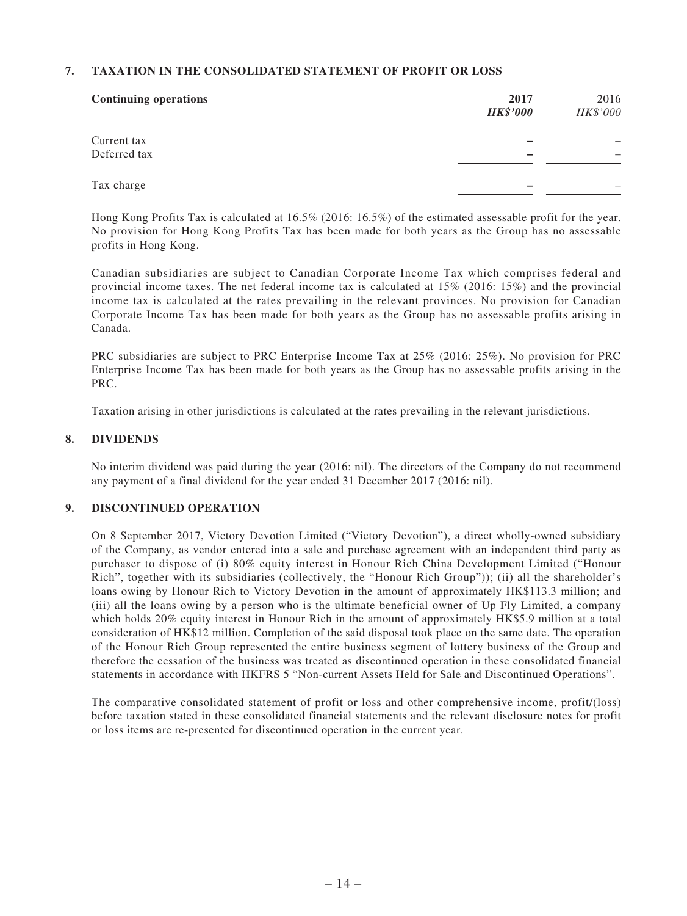## 7. TAXATION IN THE CONSOLIDATED STATEMENT OF PROFIT OR LOSS

| **Continuing operations** | **2017** *HK$'000* | 2016 *HK$'000* |
|---|---|---|
| Current tax | **–** | – |
| Deferred tax | **–** | – |
| Tax charge | **–** | – |

Hong Kong Profits Tax is calculated at 16.5% (2016: 16.5%) of the estimated assessable profit for the year. No provision for Hong Kong Profits Tax has been made for both years as the Group has no assessable profits in Hong Kong.

Canadian subsidiaries are subject to Canadian Corporate Income Tax which comprises federal and provincial income taxes. The net federal income tax is calculated at 15% (2016: 15%) and the provincial income tax is calculated at the rates prevailing in the relevant provinces. No provision for Canadian Corporate Income Tax has been made for both years as the Group has no assessable profits arising in Canada.

PRC subsidiaries are subject to PRC Enterprise Income Tax at 25% (2016: 25%). No provision for PRC Enterprise Income Tax has been made for both years as the Group has no assessable profits arising in the PRC.

Taxation arising in other jurisdictions is calculated at the rates prevailing in the relevant jurisdictions.

## 8. DIVIDENDS

No interim dividend was paid during the year (2016: nil). The directors of the Company do not recommend any payment of a final dividend for the year ended 31 December 2017 (2016: nil).

## 9. DISCONTINUED OPERATION

On 8 September 2017, Victory Devotion Limited ("Victory Devotion"), a direct wholly-owned subsidiary of the Company, as vendor entered into a sale and purchase agreement with an independent third party as purchaser to dispose of (i) 80% equity interest in Honour Rich China Development Limited ("Honour Rich", together with its subsidiaries (collectively, the "Honour Rich Group")); (ii) all the shareholder's loans owing by Honour Rich to Victory Devotion in the amount of approximately HK$113.3 million; and (iii) all the loans owing by a person who is the ultimate beneficial owner of Up Fly Limited, a company which holds 20% equity interest in Honour Rich in the amount of approximately HK$5.9 million at a total consideration of HK$12 million. Completion of the said disposal took place on the same date. The operation of the Honour Rich Group represented the entire business segment of lottery business of the Group and therefore the cessation of the business was treated as discontinued operation in these consolidated financial statements in accordance with HKFRS 5 "Non-current Assets Held for Sale and Discontinued Operations".

The comparative consolidated statement of profit or loss and other comprehensive income, profit/(loss) before taxation stated in these consolidated financial statements and the relevant disclosure notes for profit or loss items are re-presented for discontinued operation in the current year.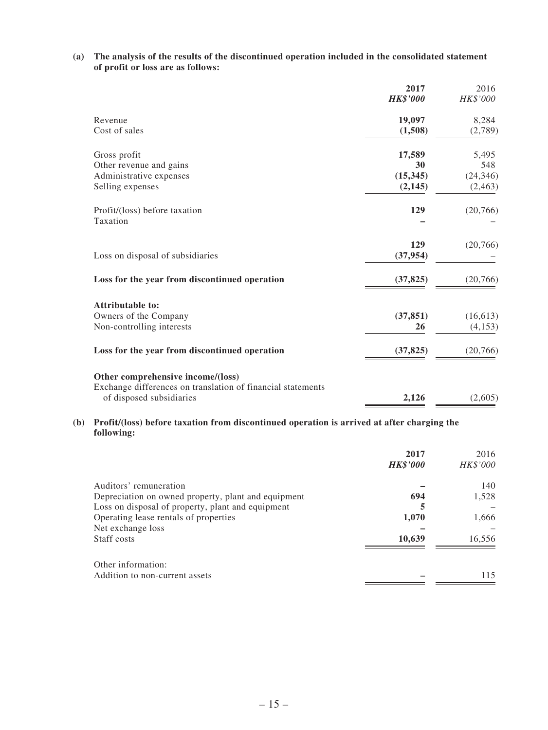(a) **The analysis of the results of the discontinued operation included in the consolidated statement of profit or loss are as follows:**

| | 2017 | 2016 |
|---|---|---|
| | *HK$'000* | *HK$'000* |
| Revenue | **19,097** | 8,284 |
| Cost of sales | **(1,508)** | (2,789) |
| Gross profit | **17,589** | 5,495 |
| Other revenue and gains | **30** | 548 |
| Administrative expenses | **(15,345)** | (24,346) |
| Selling expenses | **(2,145)** | (2,463) |
| Profit/(loss) before taxation | **129** | (20,766) |
| Taxation | **–** | – |
| | **129** | (20,766) |
| Loss on disposal of subsidiaries | **(37,954)** | – |
| **Loss for the year from discontinued operation** | **(37,825)** | (20,766) |
| **Attributable to:** | | |
| Owners of the Company | **(37,851)** | (16,613) |
| Non-controlling interests | **26** | (4,153) |
| **Loss for the year from discontinued operation** | **(37,825)** | (20,766) |
| **Other comprehensive income/(loss)** | | |
| Exchange differences on translation of financial statements of disposed subsidiaries | **2,126** | (2,605) |

(b) **Profit/(loss) before taxation from discontinued operation is arrived at after charging the following:**

| | 2017 | 2016 |
|---|---|---|
| | *HK$'000* | *HK$'000* |
| Auditors' remuneration | **–** | 140 |
| Depreciation on owned property, plant and equipment | **694** | 1,528 |
| Loss on disposal of property, plant and equipment | **5** | – |
| Operating lease rentals of properties | **1,070** | 1,666 |
| Net exchange loss | **–** | – |
| Staff costs | **10,639** | 16,556 |
| Other information: | | |
| Addition to non-current assets | **–** | 115 |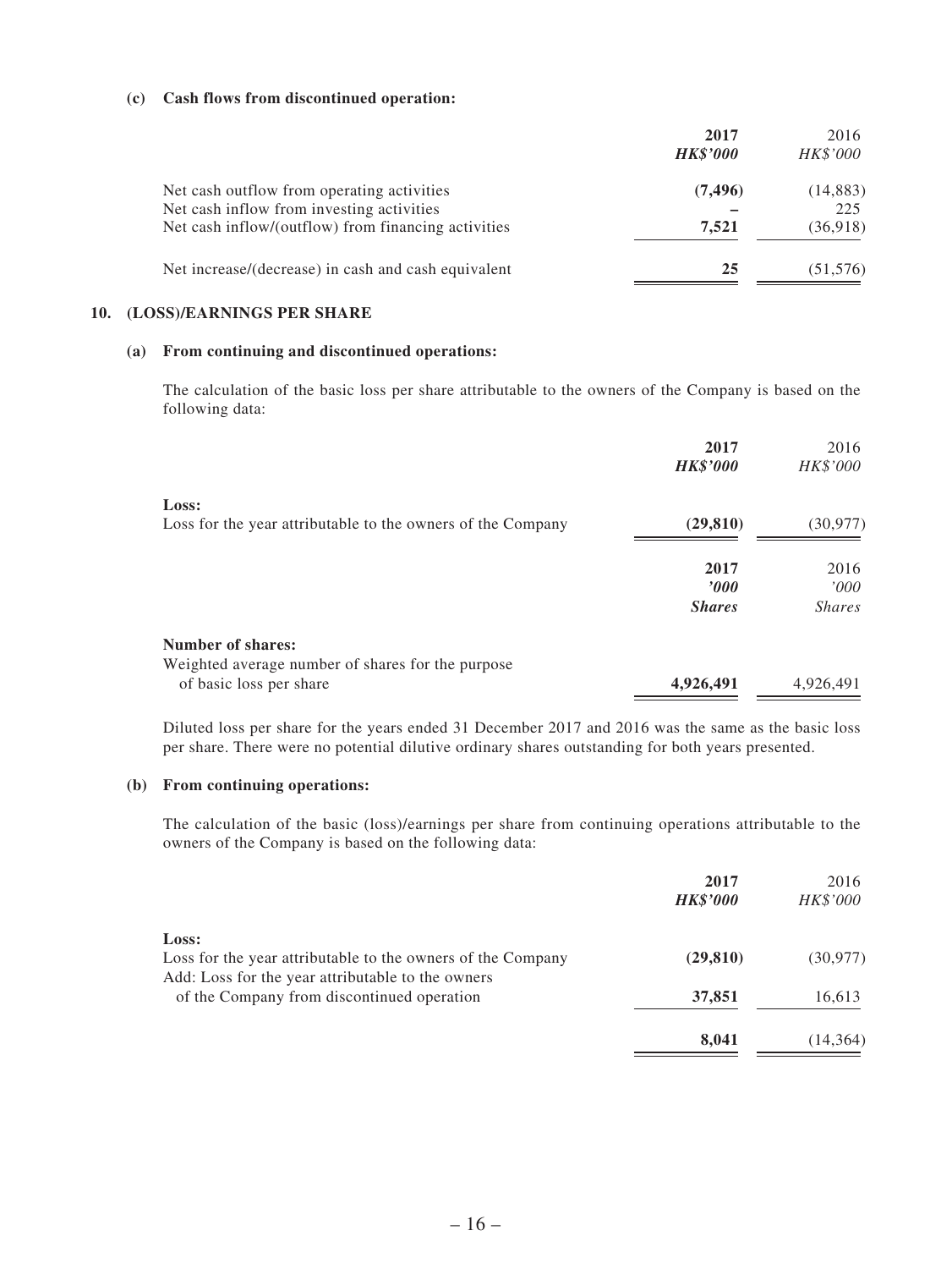**(c) Cash flows from discontinued operation:**

| | 2017 | 2016 |
|---|---|---|
| | ***HK$'000*** | *HK$'000* |
| Net cash outflow from operating activities | **(7,496)** | (14,883) |
| Net cash inflow from investing activities | **–** | 225 |
| Net cash inflow/(outflow) from financing activities | **7,521** | (36,918) |
| Net increase/(decrease) in cash and cash equivalent | **25** | (51,576) |

## 10. (LOSS)/EARNINGS PER SHARE

**(a) From continuing and discontinued operations:**

The calculation of the basic loss per share attributable to the owners of the Company is based on the following data:

| | 2017 | 2016 |
|---|---|---|
| | ***HK$'000*** | *HK$'000* |
| **Loss:** | | |
| Loss for the year attributable to the owners of the Company | **(29,810)** | (30,977) |

| | 2017 | 2016 |
|---|---|---|
| | ***'000*** | *'000* |
| | ***Shares*** | *Shares* |
| **Number of shares:** | | |
| Weighted average number of shares for the purpose of basic loss per share | **4,926,491** | 4,926,491 |

Diluted loss per share for the years ended 31 December 2017 and 2016 was the same as the basic loss per share. There were no potential dilutive ordinary shares outstanding for both years presented.

**(b) From continuing operations:**

The calculation of the basic (loss)/earnings per share from continuing operations attributable to the owners of the Company is based on the following data:

| | 2017 | 2016 |
|---|---|---|
| | ***HK$'000*** | *HK$'000* |
| **Loss:** | | |
| Loss for the year attributable to the owners of the Company | **(29,810)** | (30,977) |
| Add: Loss for the year attributable to the owners of the Company from discontinued operation | **37,851** | 16,613 |
| | **8,041** | (14,364) |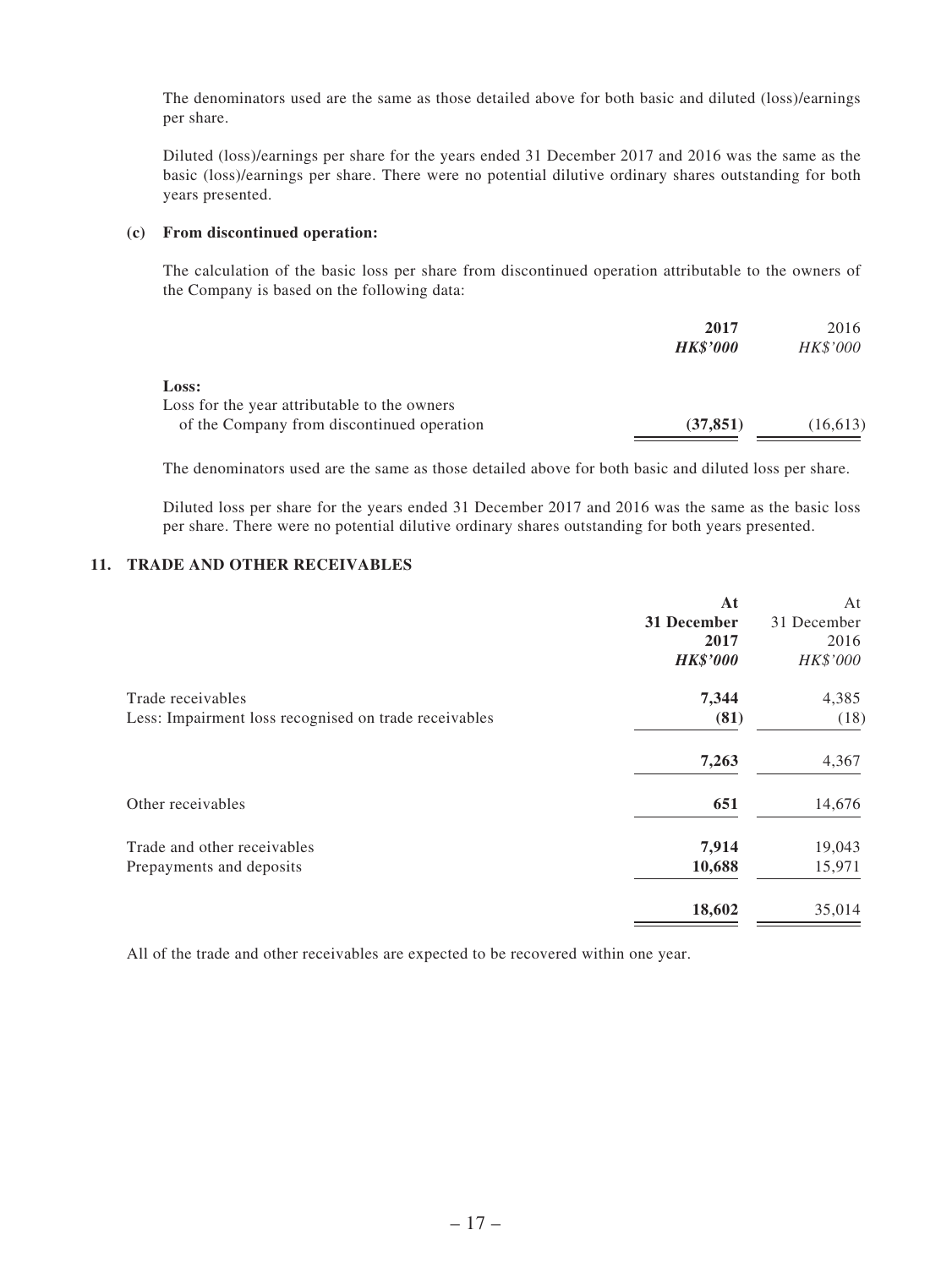The denominators used are the same as those detailed above for both basic and diluted (loss)/earnings per share.

Diluted (loss)/earnings per share for the years ended 31 December 2017 and 2016 was the same as the basic (loss)/earnings per share. There were no potential dilutive ordinary shares outstanding for both years presented.

**(c) From discontinued operation:**

The calculation of the basic loss per share from discontinued operation attributable to the owners of the Company is based on the following data:

| | **2017** | 2016 |
|---|---|---|
| | ***HK$'000*** | *HK$'000* |
| **Loss:** | | |
| Loss for the year attributable to the owners of the Company from discontinued operation | **(37,851)** | (16,613) |

The denominators used are the same as those detailed above for both basic and diluted loss per share.

Diluted loss per share for the years ended 31 December 2017 and 2016 was the same as the basic loss per share. There were no potential dilutive ordinary shares outstanding for both years presented.

## 11. TRADE AND OTHER RECEIVABLES

| | **At 31 December 2017** | At 31 December 2016 |
|---|---|---|
| | ***HK$'000*** | *HK$'000* |
| Trade receivables | **7,344** | 4,385 |
| Less: Impairment loss recognised on trade receivables | **(81)** | (18) |
| | **7,263** | 4,367 |
| Other receivables | **651** | 14,676 |
| Trade and other receivables | **7,914** | 19,043 |
| Prepayments and deposits | **10,688** | 15,971 |
| | **18,602** | 35,014 |

All of the trade and other receivables are expected to be recovered within one year.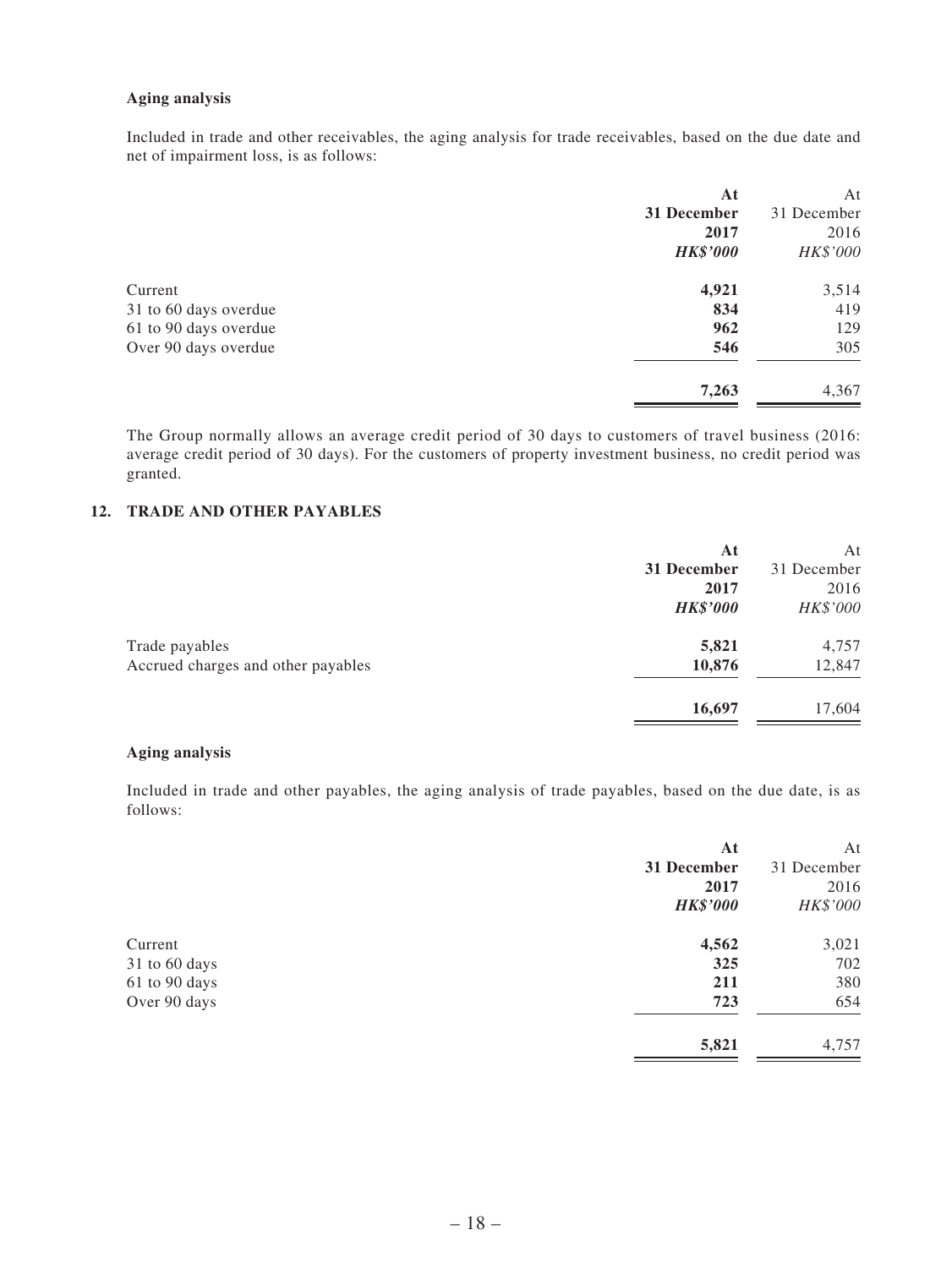**Aging analysis**

Included in trade and other receivables, the aging analysis for trade receivables, based on the due date and net of impairment loss, is as follows:

| | **At 31 December 2017** | At 31 December 2016 |
|---|---|---|
| | ***HK$'000*** | *HK$'000* |
| Current | **4,921** | 3,514 |
| 31 to 60 days overdue | **834** | 419 |
| 61 to 90 days overdue | **962** | 129 |
| Over 90 days overdue | **546** | 305 |
| | **7,263** | 4,367 |

The Group normally allows an average credit period of 30 days to customers of travel business (2016: average credit period of 30 days). For the customers of property investment business, no credit period was granted.

## 12. TRADE AND OTHER PAYABLES

| | **At 31 December 2017** | At 31 December 2016 |
|---|---|---|
| | ***HK$'000*** | *HK$'000* |
| Trade payables | **5,821** | 4,757 |
| Accrued charges and other payables | **10,876** | 12,847 |
| | **16,697** | 17,604 |

**Aging analysis**

Included in trade and other payables, the aging analysis of trade payables, based on the due date, is as follows:

| | **At 31 December 2017** | At 31 December 2016 |
|---|---|---|
| | ***HK$'000*** | *HK$'000* |
| Current | **4,562** | 3,021 |
| 31 to 60 days | **325** | 702 |
| 61 to 90 days | **211** | 380 |
| Over 90 days | **723** | 654 |
| | **5,821** | 4,757 |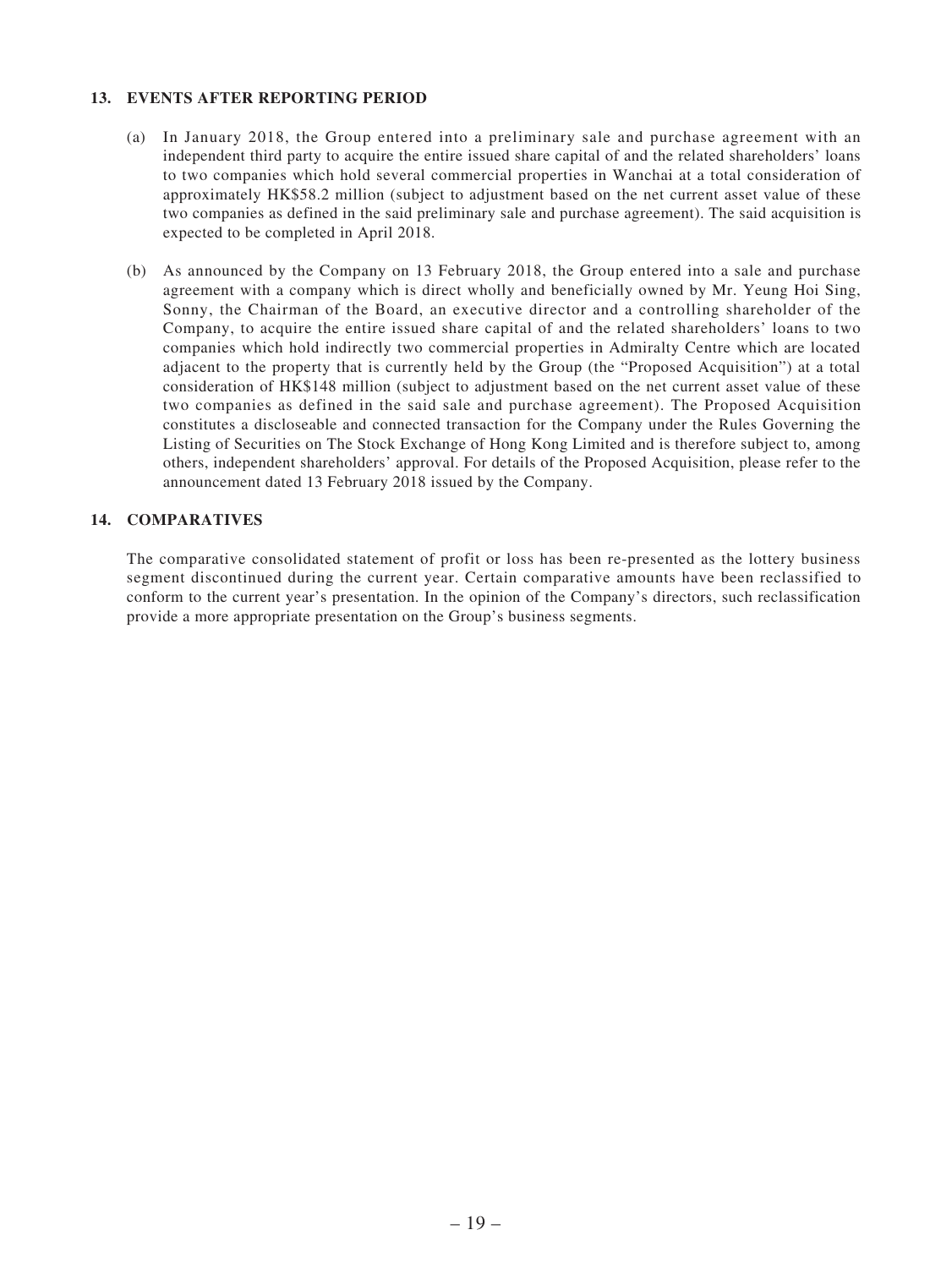## 13. EVENTS AFTER REPORTING PERIOD

(a) In January 2018, the Group entered into a preliminary sale and purchase agreement with an independent third party to acquire the entire issued share capital of and the related shareholders' loans to two companies which hold several commercial properties in Wanchai at a total consideration of approximately HK$58.2 million (subject to adjustment based on the net current asset value of these two companies as defined in the said preliminary sale and purchase agreement). The said acquisition is expected to be completed in April 2018.

(b) As announced by the Company on 13 February 2018, the Group entered into a sale and purchase agreement with a company which is direct wholly and beneficially owned by Mr. Yeung Hoi Sing, Sonny, the Chairman of the Board, an executive director and a controlling shareholder of the Company, to acquire the entire issued share capital of and the related shareholders' loans to two companies which hold indirectly two commercial properties in Admiralty Centre which are located adjacent to the property that is currently held by the Group (the "Proposed Acquisition") at a total consideration of HK$148 million (subject to adjustment based on the net current asset value of these two companies as defined in the said sale and purchase agreement). The Proposed Acquisition constitutes a discloseable and connected transaction for the Company under the Rules Governing the Listing of Securities on The Stock Exchange of Hong Kong Limited and is therefore subject to, among others, independent shareholders' approval. For details of the Proposed Acquisition, please refer to the announcement dated 13 February 2018 issued by the Company.

## 14. COMPARATIVES

The comparative consolidated statement of profit or loss has been re-presented as the lottery business segment discontinued during the current year. Certain comparative amounts have been reclassified to conform to the current year's presentation. In the opinion of the Company's directors, such reclassification provide a more appropriate presentation on the Group's business segments.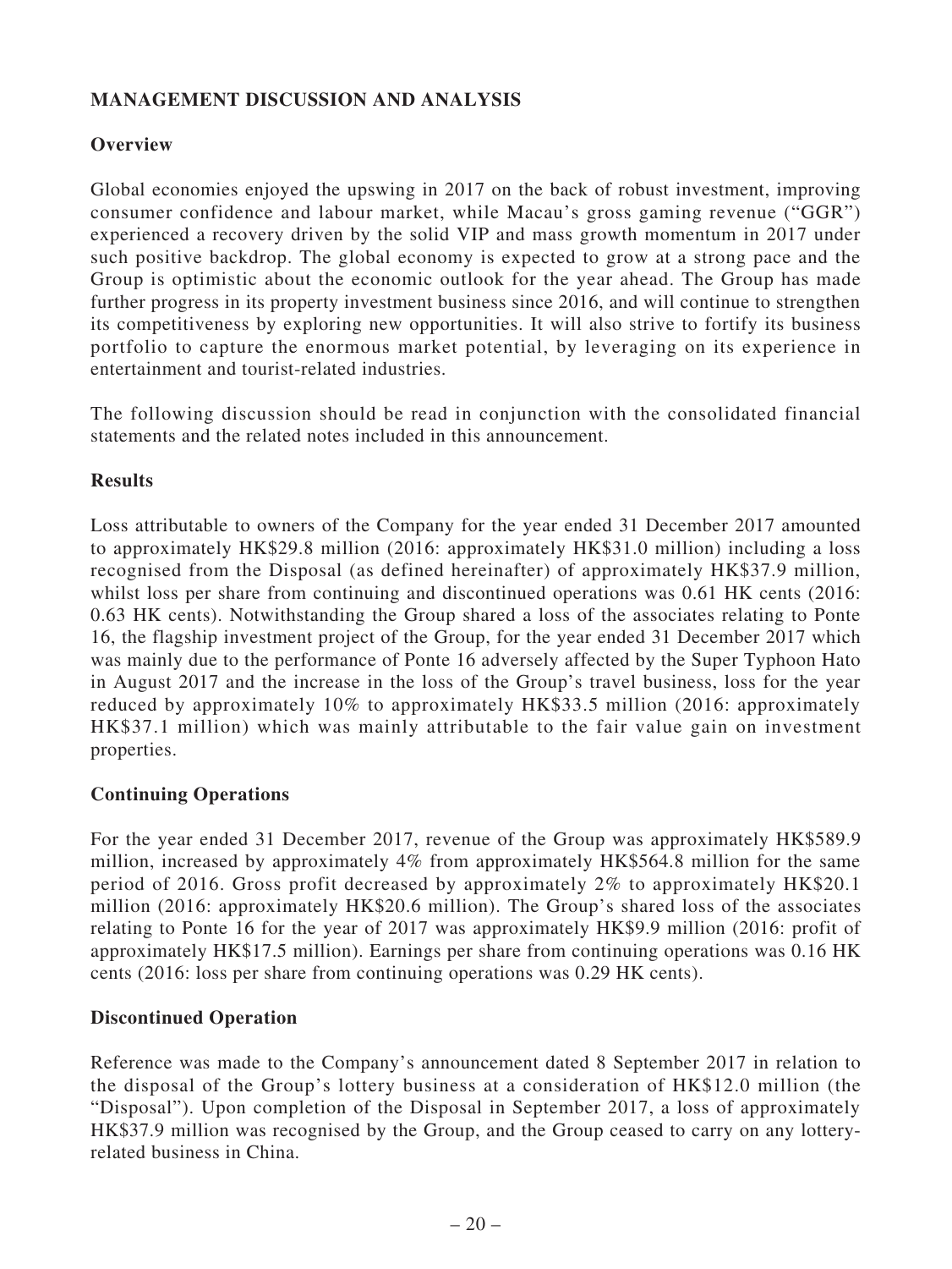## MANAGEMENT DISCUSSION AND ANALYSIS

### Overview

Global economies enjoyed the upswing in 2017 on the back of robust investment, improving consumer confidence and labour market, while Macau's gross gaming revenue ("GGR") experienced a recovery driven by the solid VIP and mass growth momentum in 2017 under such positive backdrop. The global economy is expected to grow at a strong pace and the Group is optimistic about the economic outlook for the year ahead. The Group has made further progress in its property investment business since 2016, and will continue to strengthen its competitiveness by exploring new opportunities. It will also strive to fortify its business portfolio to capture the enormous market potential, by leveraging on its experience in entertainment and tourist-related industries.

The following discussion should be read in conjunction with the consolidated financial statements and the related notes included in this announcement.

### Results

Loss attributable to owners of the Company for the year ended 31 December 2017 amounted to approximately HK$29.8 million (2016: approximately HK$31.0 million) including a loss recognised from the Disposal (as defined hereinafter) of approximately HK$37.9 million, whilst loss per share from continuing and discontinued operations was 0.61 HK cents (2016: 0.63 HK cents). Notwithstanding the Group shared a loss of the associates relating to Ponte 16, the flagship investment project of the Group, for the year ended 31 December 2017 which was mainly due to the performance of Ponte 16 adversely affected by the Super Typhoon Hato in August 2017 and the increase in the loss of the Group's travel business, loss for the year reduced by approximately 10% to approximately HK$33.5 million (2016: approximately HK$37.1 million) which was mainly attributable to the fair value gain on investment properties.

### Continuing Operations

For the year ended 31 December 2017, revenue of the Group was approximately HK$589.9 million, increased by approximately 4% from approximately HK$564.8 million for the same period of 2016. Gross profit decreased by approximately 2% to approximately HK$20.1 million (2016: approximately HK$20.6 million). The Group's shared loss of the associates relating to Ponte 16 for the year of 2017 was approximately HK$9.9 million (2016: profit of approximately HK$17.5 million). Earnings per share from continuing operations was 0.16 HK cents (2016: loss per share from continuing operations was 0.29 HK cents).

### Discontinued Operation

Reference was made to the Company's announcement dated 8 September 2017 in relation to the disposal of the Group's lottery business at a consideration of HK$12.0 million (the "Disposal"). Upon completion of the Disposal in September 2017, a loss of approximately HK$37.9 million was recognised by the Group, and the Group ceased to carry on any lottery-related business in China.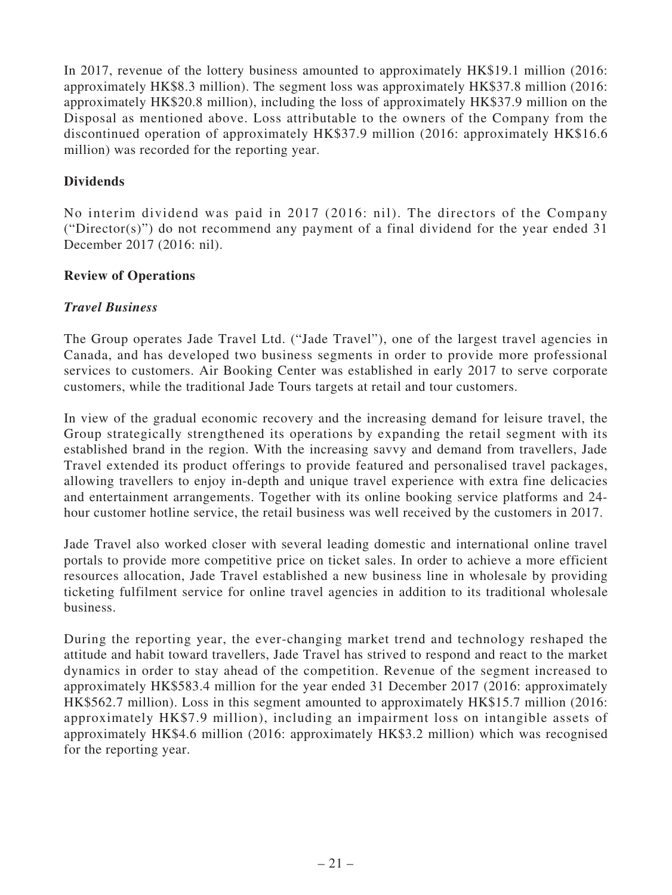In 2017, revenue of the lottery business amounted to approximately HK$19.1 million (2016: approximately HK$8.3 million). The segment loss was approximately HK$37.8 million (2016: approximately HK$20.8 million), including the loss of approximately HK$37.9 million on the Disposal as mentioned above. Loss attributable to the owners of the Company from the discontinued operation of approximately HK$37.9 million (2016: approximately HK$16.6 million) was recorded for the reporting year.

**Dividends**

No interim dividend was paid in 2017 (2016: nil). The directors of the Company ("Director(s)") do not recommend any payment of a final dividend for the year ended 31 December 2017 (2016: nil).

**Review of Operations**

***Travel Business***

The Group operates Jade Travel Ltd. ("Jade Travel"), one of the largest travel agencies in Canada, and has developed two business segments in order to provide more professional services to customers. Air Booking Center was established in early 2017 to serve corporate customers, while the traditional Jade Tours targets at retail and tour customers.

In view of the gradual economic recovery and the increasing demand for leisure travel, the Group strategically strengthened its operations by expanding the retail segment with its established brand in the region. With the increasing savvy and demand from travellers, Jade Travel extended its product offerings to provide featured and personalised travel packages, allowing travellers to enjoy in-depth and unique travel experience with extra fine delicacies and entertainment arrangements. Together with its online booking service platforms and 24-hour customer hotline service, the retail business was well received by the customers in 2017.

Jade Travel also worked closer with several leading domestic and international online travel portals to provide more competitive price on ticket sales. In order to achieve a more efficient resources allocation, Jade Travel established a new business line in wholesale by providing ticketing fulfilment service for online travel agencies in addition to its traditional wholesale business.

During the reporting year, the ever-changing market trend and technology reshaped the attitude and habit toward travellers, Jade Travel has strived to respond and react to the market dynamics in order to stay ahead of the competition. Revenue of the segment increased to approximately HK$583.4 million for the year ended 31 December 2017 (2016: approximately HK$562.7 million). Loss in this segment amounted to approximately HK$15.7 million (2016: approximately HK$7.9 million), including an impairment loss on intangible assets of approximately HK$4.6 million (2016: approximately HK$3.2 million) which was recognised for the reporting year.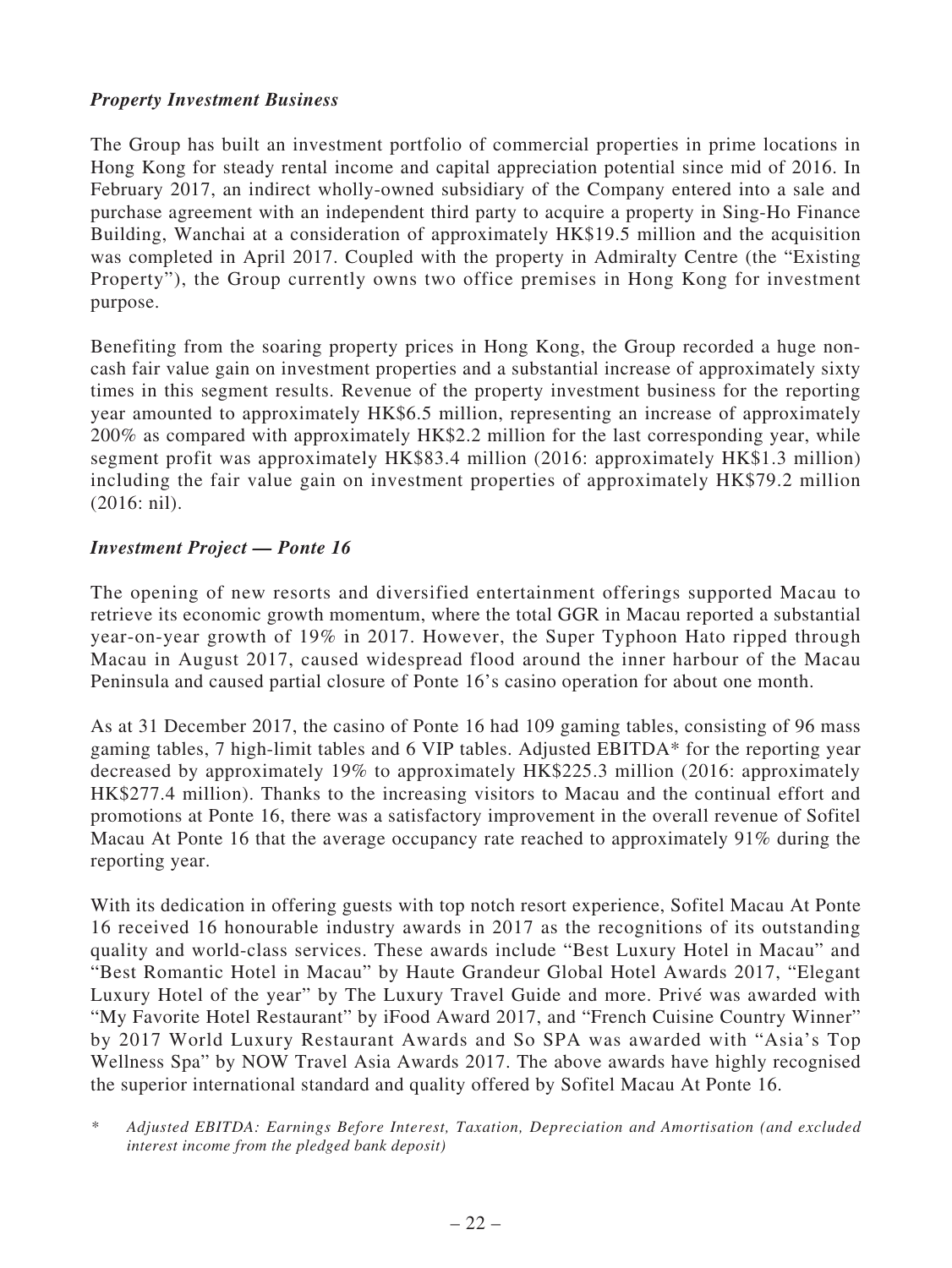***Property Investment Business***

The Group has built an investment portfolio of commercial properties in prime locations in Hong Kong for steady rental income and capital appreciation potential since mid of 2016. In February 2017, an indirect wholly-owned subsidiary of the Company entered into a sale and purchase agreement with an independent third party to acquire a property in Sing-Ho Finance Building, Wanchai at a consideration of approximately HK$19.5 million and the acquisition was completed in April 2017. Coupled with the property in Admiralty Centre (the "Existing Property"), the Group currently owns two office premises in Hong Kong for investment purpose.

Benefiting from the soaring property prices in Hong Kong, the Group recorded a huge non-cash fair value gain on investment properties and a substantial increase of approximately sixty times in this segment results. Revenue of the property investment business for the reporting year amounted to approximately HK$6.5 million, representing an increase of approximately 200% as compared with approximately HK$2.2 million for the last corresponding year, while segment profit was approximately HK$83.4 million (2016: approximately HK$1.3 million) including the fair value gain on investment properties of approximately HK$79.2 million (2016: nil).

***Investment Project — Ponte 16***

The opening of new resorts and diversified entertainment offerings supported Macau to retrieve its economic growth momentum, where the total GGR in Macau reported a substantial year-on-year growth of 19% in 2017. However, the Super Typhoon Hato ripped through Macau in August 2017, caused widespread flood around the inner harbour of the Macau Peninsula and caused partial closure of Ponte 16's casino operation for about one month.

As at 31 December 2017, the casino of Ponte 16 had 109 gaming tables, consisting of 96 mass gaming tables, 7 high-limit tables and 6 VIP tables. Adjusted EBITDA* for the reporting year decreased by approximately 19% to approximately HK$225.3 million (2016: approximately HK$277.4 million). Thanks to the increasing visitors to Macau and the continual effort and promotions at Ponte 16, there was a satisfactory improvement in the overall revenue of Sofitel Macau At Ponte 16 that the average occupancy rate reached to approximately 91% during the reporting year.

With its dedication in offering guests with top notch resort experience, Sofitel Macau At Ponte 16 received 16 honourable industry awards in 2017 as the recognitions of its outstanding quality and world-class services. These awards include "Best Luxury Hotel in Macau" and "Best Romantic Hotel in Macau" by Haute Grandeur Global Hotel Awards 2017, "Elegant Luxury Hotel of the year" by The Luxury Travel Guide and more. Privé was awarded with "My Favorite Hotel Restaurant" by iFood Award 2017, and "French Cuisine Country Winner" by 2017 World Luxury Restaurant Awards and So SPA was awarded with "Asia's Top Wellness Spa" by NOW Travel Asia Awards 2017. The above awards have highly recognised the superior international standard and quality offered by Sofitel Macau At Ponte 16.

\* *Adjusted EBITDA: Earnings Before Interest, Taxation, Depreciation and Amortisation (and excluded interest income from the pledged bank deposit)*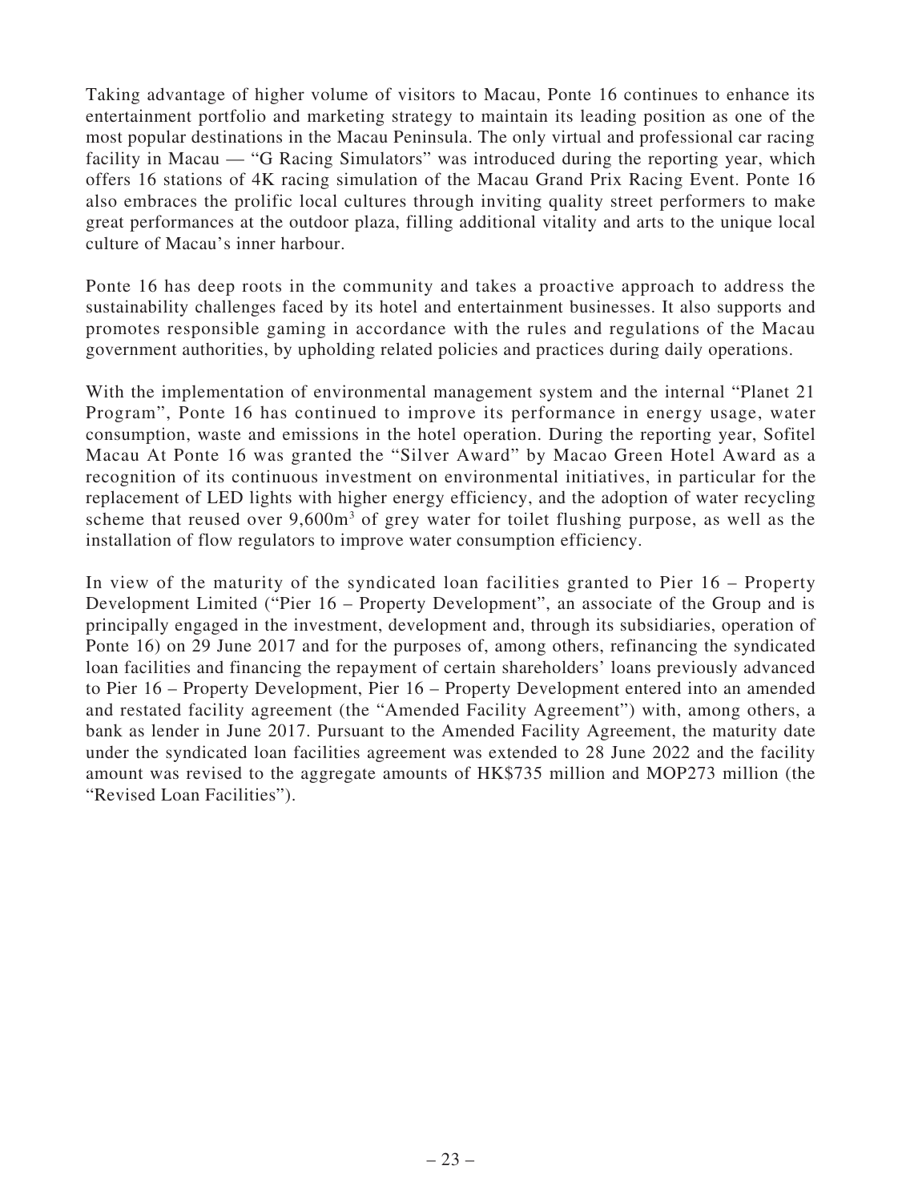Taking advantage of higher volume of visitors to Macau, Ponte 16 continues to enhance its entertainment portfolio and marketing strategy to maintain its leading position as one of the most popular destinations in the Macau Peninsula. The only virtual and professional car racing facility in Macau — "G Racing Simulators" was introduced during the reporting year, which offers 16 stations of 4K racing simulation of the Macau Grand Prix Racing Event. Ponte 16 also embraces the prolific local cultures through inviting quality street performers to make great performances at the outdoor plaza, filling additional vitality and arts to the unique local culture of Macau's inner harbour.

Ponte 16 has deep roots in the community and takes a proactive approach to address the sustainability challenges faced by its hotel and entertainment businesses. It also supports and promotes responsible gaming in accordance with the rules and regulations of the Macau government authorities, by upholding related policies and practices during daily operations.

With the implementation of environmental management system and the internal "Planet 21 Program", Ponte 16 has continued to improve its performance in energy usage, water consumption, waste and emissions in the hotel operation. During the reporting year, Sofitel Macau At Ponte 16 was granted the "Silver Award" by Macao Green Hotel Award as a recognition of its continuous investment on environmental initiatives, in particular for the replacement of LED lights with higher energy efficiency, and the adoption of water recycling scheme that reused over 9,600m$^3$ of grey water for toilet flushing purpose, as well as the installation of flow regulators to improve water consumption efficiency.

In view of the maturity of the syndicated loan facilities granted to Pier 16 – Property Development Limited ("Pier 16 – Property Development", an associate of the Group and is principally engaged in the investment, development and, through its subsidiaries, operation of Ponte 16) on 29 June 2017 and for the purposes of, among others, refinancing the syndicated loan facilities and financing the repayment of certain shareholders' loans previously advanced to Pier 16 – Property Development, Pier 16 – Property Development entered into an amended and restated facility agreement (the "Amended Facility Agreement") with, among others, a bank as lender in June 2017. Pursuant to the Amended Facility Agreement, the maturity date under the syndicated loan facilities agreement was extended to 28 June 2022 and the facility amount was revised to the aggregate amounts of HK$735 million and MOP273 million (the "Revised Loan Facilities").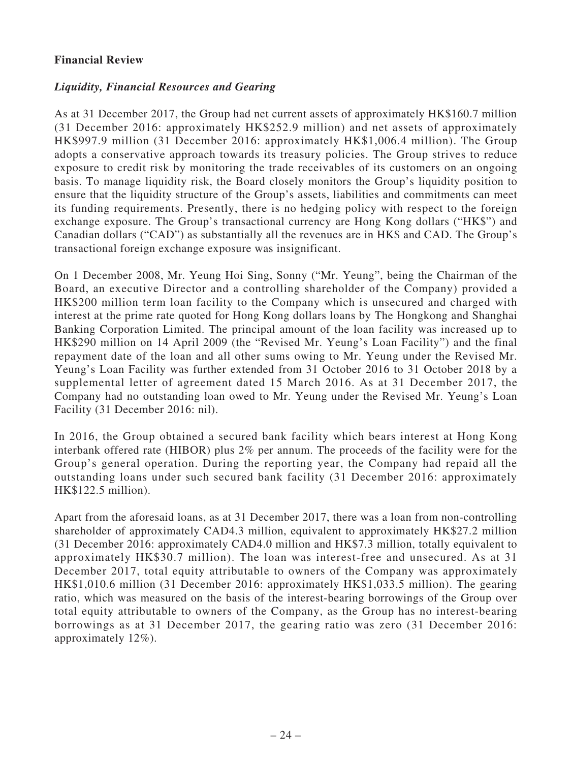## Financial Review

### *Liquidity, Financial Resources and Gearing*

As at 31 December 2017, the Group had net current assets of approximately HK$160.7 million (31 December 2016: approximately HK$252.9 million) and net assets of approximately HK$997.9 million (31 December 2016: approximately HK$1,006.4 million). The Group adopts a conservative approach towards its treasury policies. The Group strives to reduce exposure to credit risk by monitoring the trade receivables of its customers on an ongoing basis. To manage liquidity risk, the Board closely monitors the Group's liquidity position to ensure that the liquidity structure of the Group's assets, liabilities and commitments can meet its funding requirements. Presently, there is no hedging policy with respect to the foreign exchange exposure. The Group's transactional currency are Hong Kong dollars ("HK$") and Canadian dollars ("CAD") as substantially all the revenues are in HK$ and CAD. The Group's transactional foreign exchange exposure was insignificant.

On 1 December 2008, Mr. Yeung Hoi Sing, Sonny ("Mr. Yeung", being the Chairman of the Board, an executive Director and a controlling shareholder of the Company) provided a HK$200 million term loan facility to the Company which is unsecured and charged with interest at the prime rate quoted for Hong Kong dollars loans by The Hongkong and Shanghai Banking Corporation Limited. The principal amount of the loan facility was increased up to HK$290 million on 14 April 2009 (the "Revised Mr. Yeung's Loan Facility") and the final repayment date of the loan and all other sums owing to Mr. Yeung under the Revised Mr. Yeung's Loan Facility was further extended from 31 October 2016 to 31 October 2018 by a supplemental letter of agreement dated 15 March 2016. As at 31 December 2017, the Company had no outstanding loan owed to Mr. Yeung under the Revised Mr. Yeung's Loan Facility (31 December 2016: nil).

In 2016, the Group obtained a secured bank facility which bears interest at Hong Kong interbank offered rate (HIBOR) plus 2% per annum. The proceeds of the facility were for the Group's general operation. During the reporting year, the Company had repaid all the outstanding loans under such secured bank facility (31 December 2016: approximately HK$122.5 million).

Apart from the aforesaid loans, as at 31 December 2017, there was a loan from non-controlling shareholder of approximately CAD4.3 million, equivalent to approximately HK$27.2 million (31 December 2016: approximately CAD4.0 million and HK$7.3 million, totally equivalent to approximately HK$30.7 million). The loan was interest-free and unsecured. As at 31 December 2017, total equity attributable to owners of the Company was approximately HK$1,010.6 million (31 December 2016: approximately HK$1,033.5 million). The gearing ratio, which was measured on the basis of the interest-bearing borrowings of the Group over total equity attributable to owners of the Company, as the Group has no interest-bearing borrowings as at 31 December 2017, the gearing ratio was zero (31 December 2016: approximately 12%).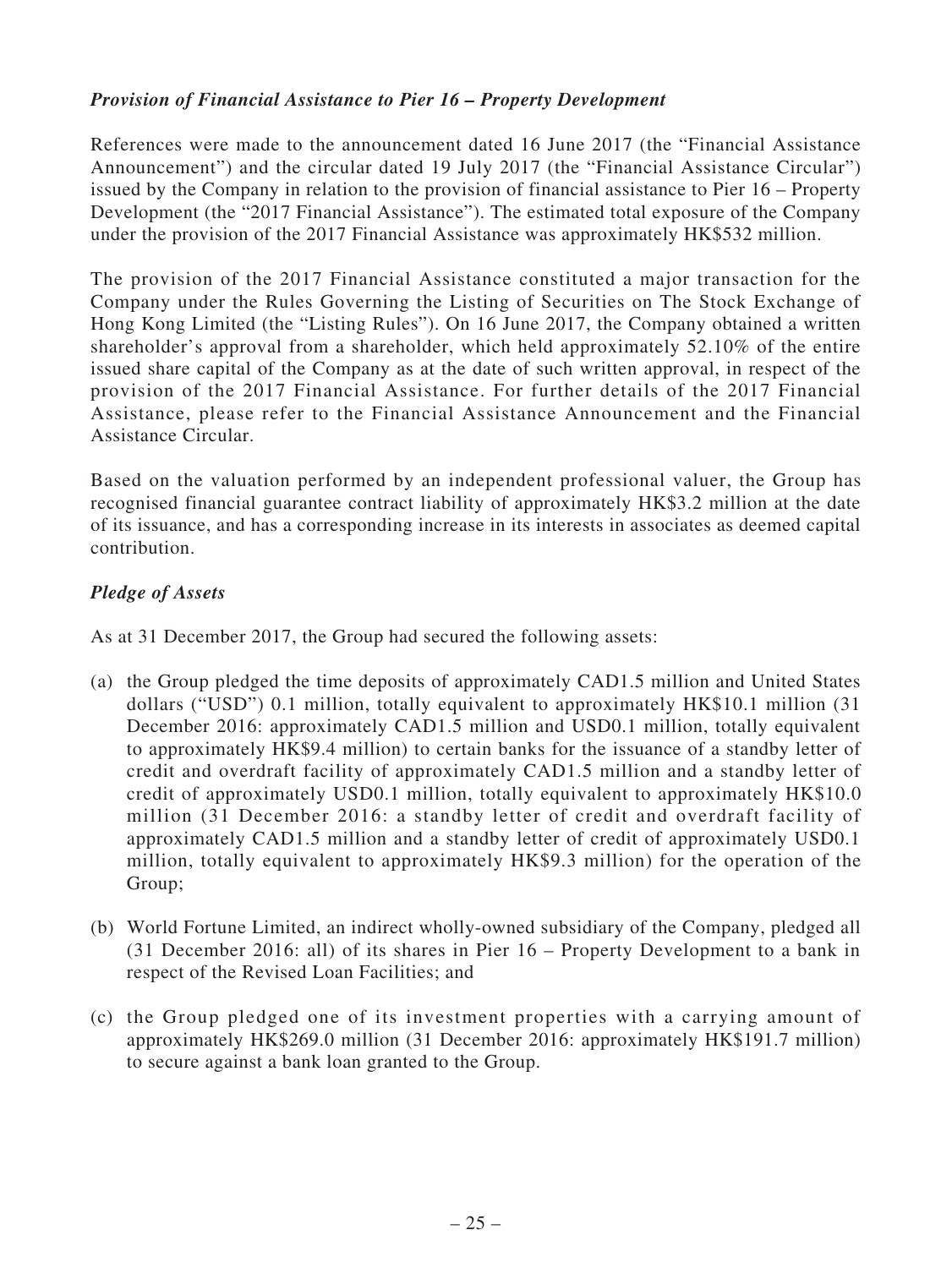***Provision of Financial Assistance to Pier 16 – Property Development***

References were made to the announcement dated 16 June 2017 (the "Financial Assistance Announcement") and the circular dated 19 July 2017 (the "Financial Assistance Circular") issued by the Company in relation to the provision of financial assistance to Pier 16 – Property Development (the "2017 Financial Assistance"). The estimated total exposure of the Company under the provision of the 2017 Financial Assistance was approximately HK$532 million.

The provision of the 2017 Financial Assistance constituted a major transaction for the Company under the Rules Governing the Listing of Securities on The Stock Exchange of Hong Kong Limited (the "Listing Rules"). On 16 June 2017, the Company obtained a written shareholder's approval from a shareholder, which held approximately 52.10% of the entire issued share capital of the Company as at the date of such written approval, in respect of the provision of the 2017 Financial Assistance. For further details of the 2017 Financial Assistance, please refer to the Financial Assistance Announcement and the Financial Assistance Circular.

Based on the valuation performed by an independent professional valuer, the Group has recognised financial guarantee contract liability of approximately HK$3.2 million at the date of its issuance, and has a corresponding increase in its interests in associates as deemed capital contribution.

***Pledge of Assets***

As at 31 December 2017, the Group had secured the following assets:

(a) the Group pledged the time deposits of approximately CAD1.5 million and United States dollars ("USD") 0.1 million, totally equivalent to approximately HK$10.1 million (31 December 2016: approximately CAD1.5 million and USD0.1 million, totally equivalent to approximately HK$9.4 million) to certain banks for the issuance of a standby letter of credit and overdraft facility of approximately CAD1.5 million and a standby letter of credit of approximately USD0.1 million, totally equivalent to approximately HK$10.0 million (31 December 2016: a standby letter of credit and overdraft facility of approximately CAD1.5 million and a standby letter of credit of approximately USD0.1 million, totally equivalent to approximately HK$9.3 million) for the operation of the Group;

(b) World Fortune Limited, an indirect wholly-owned subsidiary of the Company, pledged all (31 December 2016: all) of its shares in Pier 16 – Property Development to a bank in respect of the Revised Loan Facilities; and

(c) the Group pledged one of its investment properties with a carrying amount of approximately HK$269.0 million (31 December 2016: approximately HK$191.7 million) to secure against a bank loan granted to the Group.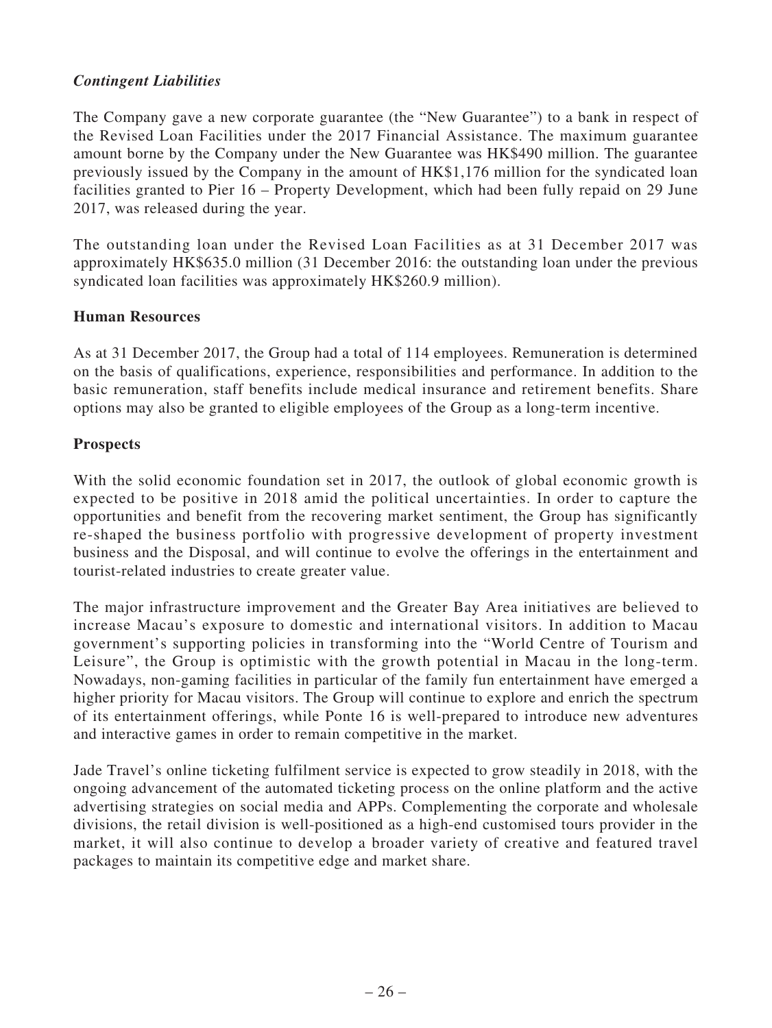### *Contingent Liabilities*

The Company gave a new corporate guarantee (the "New Guarantee") to a bank in respect of the Revised Loan Facilities under the 2017 Financial Assistance. The maximum guarantee amount borne by the Company under the New Guarantee was HK$490 million. The guarantee previously issued by the Company in the amount of HK$1,176 million for the syndicated loan facilities granted to Pier 16 – Property Development, which had been fully repaid on 29 June 2017, was released during the year.

The outstanding loan under the Revised Loan Facilities as at 31 December 2017 was approximately HK$635.0 million (31 December 2016: the outstanding loan under the previous syndicated loan facilities was approximately HK$260.9 million).

### Human Resources

As at 31 December 2017, the Group had a total of 114 employees. Remuneration is determined on the basis of qualifications, experience, responsibilities and performance. In addition to the basic remuneration, staff benefits include medical insurance and retirement benefits. Share options may also be granted to eligible employees of the Group as a long-term incentive.

### Prospects

With the solid economic foundation set in 2017, the outlook of global economic growth is expected to be positive in 2018 amid the political uncertainties. In order to capture the opportunities and benefit from the recovering market sentiment, the Group has significantly re-shaped the business portfolio with progressive development of property investment business and the Disposal, and will continue to evolve the offerings in the entertainment and tourist-related industries to create greater value.

The major infrastructure improvement and the Greater Bay Area initiatives are believed to increase Macau's exposure to domestic and international visitors. In addition to Macau government's supporting policies in transforming into the "World Centre of Tourism and Leisure", the Group is optimistic with the growth potential in Macau in the long-term. Nowadays, non-gaming facilities in particular of the family fun entertainment have emerged a higher priority for Macau visitors. The Group will continue to explore and enrich the spectrum of its entertainment offerings, while Ponte 16 is well-prepared to introduce new adventures and interactive games in order to remain competitive in the market.

Jade Travel's online ticketing fulfilment service is expected to grow steadily in 2018, with the ongoing advancement of the automated ticketing process on the online platform and the active advertising strategies on social media and APPs. Complementing the corporate and wholesale divisions, the retail division is well-positioned as a high-end customised tours provider in the market, it will also continue to develop a broader variety of creative and featured travel packages to maintain its competitive edge and market share.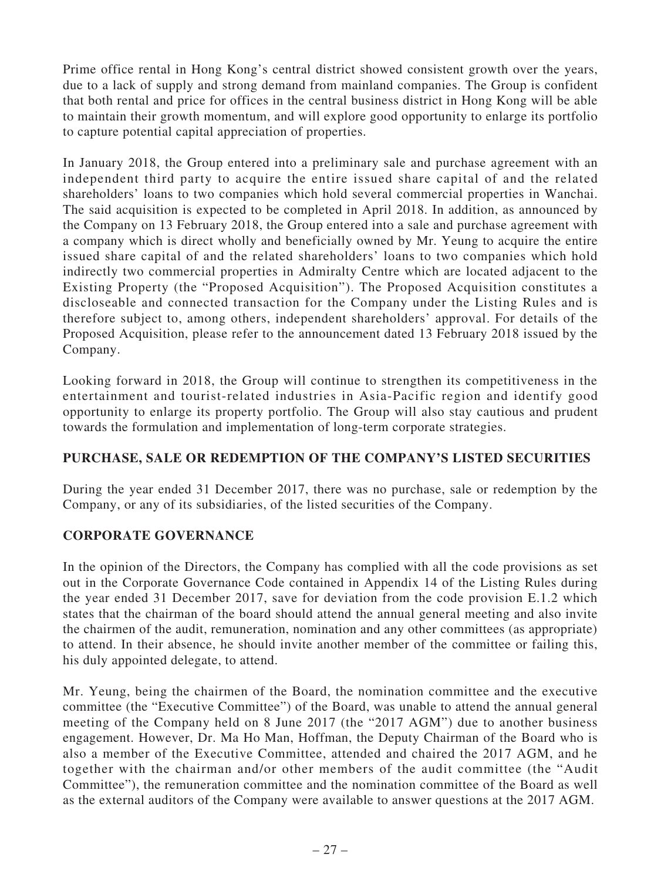Prime office rental in Hong Kong's central district showed consistent growth over the years, due to a lack of supply and strong demand from mainland companies. The Group is confident that both rental and price for offices in the central business district in Hong Kong will be able to maintain their growth momentum, and will explore good opportunity to enlarge its portfolio to capture potential capital appreciation of properties.

In January 2018, the Group entered into a preliminary sale and purchase agreement with an independent third party to acquire the entire issued share capital of and the related shareholders' loans to two companies which hold several commercial properties in Wanchai. The said acquisition is expected to be completed in April 2018. In addition, as announced by the Company on 13 February 2018, the Group entered into a sale and purchase agreement with a company which is direct wholly and beneficially owned by Mr. Yeung to acquire the entire issued share capital of and the related shareholders' loans to two companies which hold indirectly two commercial properties in Admiralty Centre which are located adjacent to the Existing Property (the "Proposed Acquisition"). The Proposed Acquisition constitutes a discloseable and connected transaction for the Company under the Listing Rules and is therefore subject to, among others, independent shareholders' approval. For details of the Proposed Acquisition, please refer to the announcement dated 13 February 2018 issued by the Company.

Looking forward in 2018, the Group will continue to strengthen its competitiveness in the entertainment and tourist-related industries in Asia-Pacific region and identify good opportunity to enlarge its property portfolio. The Group will also stay cautious and prudent towards the formulation and implementation of long-term corporate strategies.

## PURCHASE, SALE OR REDEMPTION OF THE COMPANY'S LISTED SECURITIES

During the year ended 31 December 2017, there was no purchase, sale or redemption by the Company, or any of its subsidiaries, of the listed securities of the Company.

## CORPORATE GOVERNANCE

In the opinion of the Directors, the Company has complied with all the code provisions as set out in the Corporate Governance Code contained in Appendix 14 of the Listing Rules during the year ended 31 December 2017, save for deviation from the code provision E.1.2 which states that the chairman of the board should attend the annual general meeting and also invite the chairmen of the audit, remuneration, nomination and any other committees (as appropriate) to attend. In their absence, he should invite another member of the committee or failing this, his duly appointed delegate, to attend.

Mr. Yeung, being the chairmen of the Board, the nomination committee and the executive committee (the "Executive Committee") of the Board, was unable to attend the annual general meeting of the Company held on 8 June 2017 (the "2017 AGM") due to another business engagement. However, Dr. Ma Ho Man, Hoffman, the Deputy Chairman of the Board who is also a member of the Executive Committee, attended and chaired the 2017 AGM, and he together with the chairman and/or other members of the audit committee (the "Audit Committee"), the remuneration committee and the nomination committee of the Board as well as the external auditors of the Company were available to answer questions at the 2017 AGM.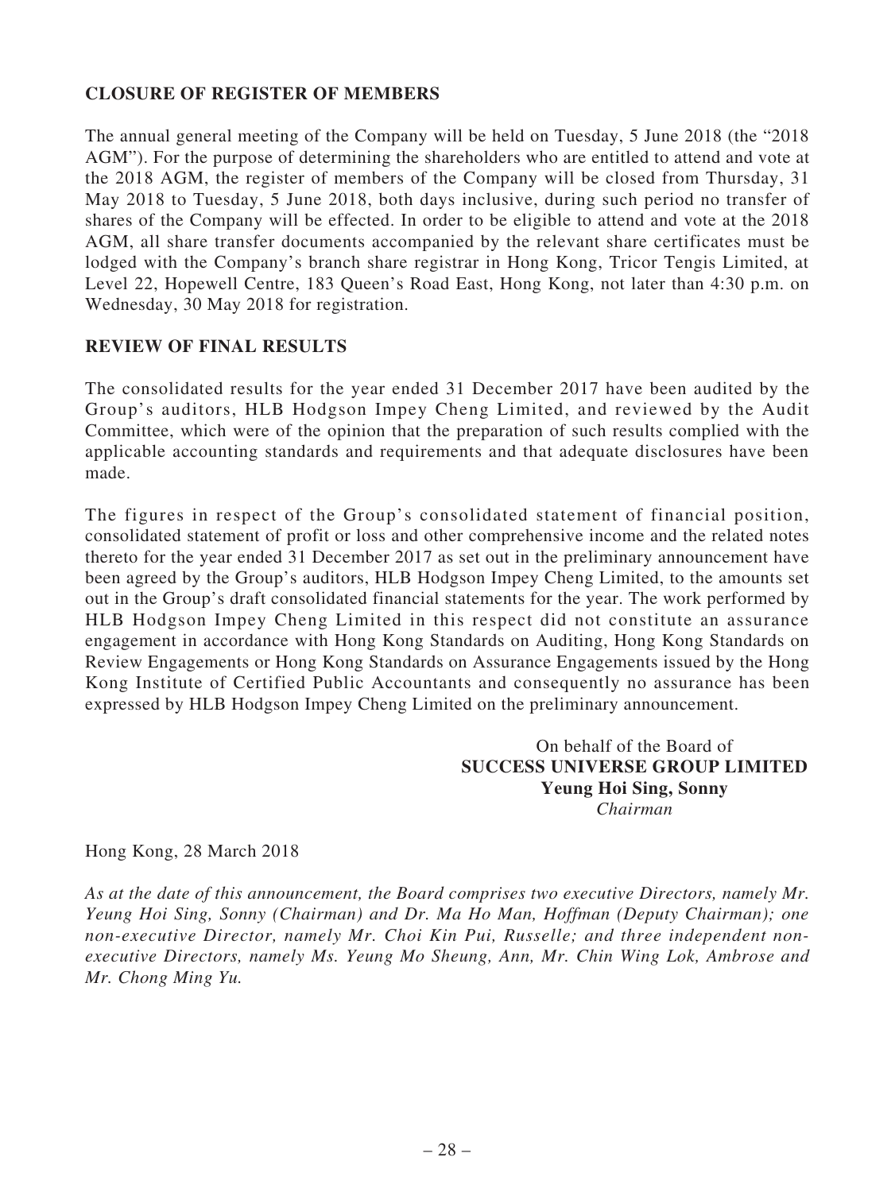## CLOSURE OF REGISTER OF MEMBERS

The annual general meeting of the Company will be held on Tuesday, 5 June 2018 (the "2018 AGM"). For the purpose of determining the shareholders who are entitled to attend and vote at the 2018 AGM, the register of members of the Company will be closed from Thursday, 31 May 2018 to Tuesday, 5 June 2018, both days inclusive, during such period no transfer of shares of the Company will be effected. In order to be eligible to attend and vote at the 2018 AGM, all share transfer documents accompanied by the relevant share certificates must be lodged with the Company's branch share registrar in Hong Kong, Tricor Tengis Limited, at Level 22, Hopewell Centre, 183 Queen's Road East, Hong Kong, not later than 4:30 p.m. on Wednesday, 30 May 2018 for registration.

## REVIEW OF FINAL RESULTS

The consolidated results for the year ended 31 December 2017 have been audited by the Group's auditors, HLB Hodgson Impey Cheng Limited, and reviewed by the Audit Committee, which were of the opinion that the preparation of such results complied with the applicable accounting standards and requirements and that adequate disclosures have been made.

The figures in respect of the Group's consolidated statement of financial position, consolidated statement of profit or loss and other comprehensive income and the related notes thereto for the year ended 31 December 2017 as set out in the preliminary announcement have been agreed by the Group's auditors, HLB Hodgson Impey Cheng Limited, to the amounts set out in the Group's draft consolidated financial statements for the year. The work performed by HLB Hodgson Impey Cheng Limited in this respect did not constitute an assurance engagement in accordance with Hong Kong Standards on Auditing, Hong Kong Standards on Review Engagements or Hong Kong Standards on Assurance Engagements issued by the Hong Kong Institute of Certified Public Accountants and consequently no assurance has been expressed by HLB Hodgson Impey Cheng Limited on the preliminary announcement.

On behalf of the Board of
**SUCCESS UNIVERSE GROUP LIMITED**
**Yeung Hoi Sing, Sonny**
*Chairman*

Hong Kong, 28 March 2018

*As at the date of this announcement, the Board comprises two executive Directors, namely Mr. Yeung Hoi Sing, Sonny (Chairman) and Dr. Ma Ho Man, Hoffman (Deputy Chairman); one non-executive Director, namely Mr. Choi Kin Pui, Russelle; and three independent non-executive Directors, namely Ms. Yeung Mo Sheung, Ann, Mr. Chin Wing Lok, Ambrose and Mr. Chong Ming Yu.*